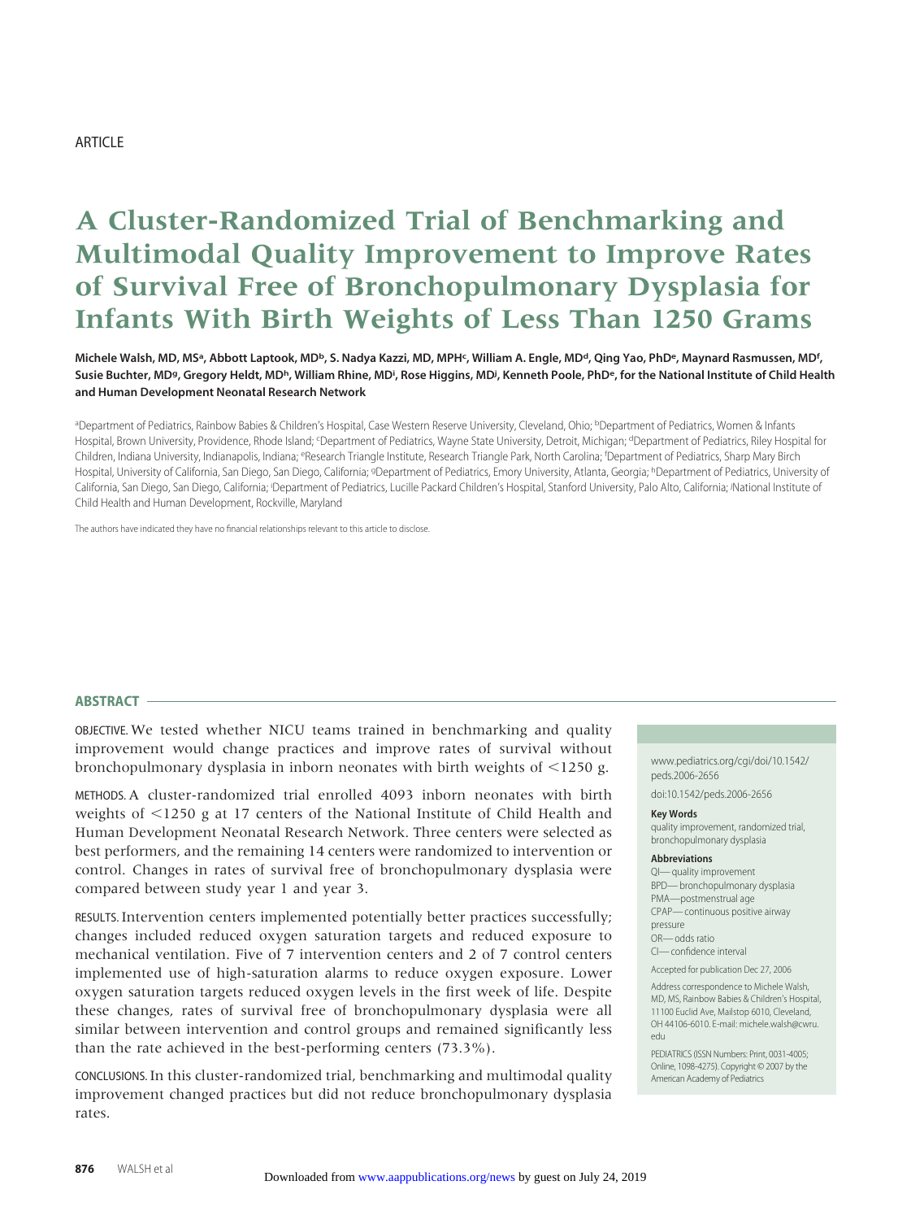ARTICLE

# A Cluster-Randomized Trial of Benchmarking and Multimodal Quality Improvement to Improve Rates of Survival Free of Bronchopulmonary Dysplasia for Infants With Birth Weights of Less Than 1250 Grams

**Michele Walsh, MD, MS[a], Abbott Laptook, MD[b], S. Nadya Kazzi, MD, MPH[c], William A. Engle, MD[d], Qing Yao, PhD[e], Maynard Rasmussen, MD[f], Susie Buchter, MD[g], Gregory Heldt, MD[h], William Rhine, MD[i], Rose Higgins, MD[j], Kenneth Poole, PhD[e], for the National Institute of Child Health and Human Development Neonatal Research Network**

[a]Department of Pediatrics, Rainbow Babies & Children's Hospital, Case Western Reserve University, Cleveland, Ohio; [b]Department of Pediatrics, Women & Infants Hospital, Brown University, Providence, Rhode Island; [c]Department of Pediatrics, Wayne State University, Detroit, Michigan; [d]Department of Pediatrics, Riley Hospital for Children, Indiana University, Indianapolis, Indiana; [e]Research Triangle Institute, Research Triangle Park, North Carolina; [f]Department of Pediatrics, Sharp Mary Birch Hospital, University of California, San Diego, San Diego, California; [g]Department of Pediatrics, Emory University, Atlanta, Georgia; [h]Department of Pediatrics, University of California, San Diego, San Diego, California; [i]Department of Pediatrics, Lucile Packard Children's Hospital, Stanford University, Palo Alto, California; [j]National Institute of Child Health and Human Development, Rockville, Maryland

The authors have indicated they have no financial relationships relevant to this article to disclose.

## ABSTRACT

OBJECTIVE. We tested whether NICU teams trained in benchmarking and quality improvement would change practices and improve rates of survival without bronchopulmonary dysplasia in inborn neonates with birth weights of <1250 g.

METHODS. A cluster-randomized trial enrolled 4093 inborn neonates with birth weights of <1250 g at 17 centers of the National Institute of Child Health and Human Development Neonatal Research Network. Three centers were selected as best performers, and the remaining 14 centers were randomized to intervention or control. Changes in rates of survival free of bronchopulmonary dysplasia were compared between study year 1 and year 3.

RESULTS. Intervention centers implemented potentially better practices successfully; changes included reduced oxygen saturation targets and reduced exposure to mechanical ventilation. Five of 7 intervention centers and 2 of 7 control centers implemented use of high-saturation alarms to reduce oxygen exposure. Lower oxygen saturation targets reduced oxygen levels in the first week of life. Despite these changes, rates of survival free of bronchopulmonary dysplasia were all similar between intervention and control groups and remained significantly less than the rate achieved in the best-performing centers (73.3%).

CONCLUSIONS. In this cluster-randomized trial, benchmarking and multimodal quality improvement changed practices but did not reduce bronchopulmonary dysplasia rates.

www.pediatrics.org/cgi/doi/10.1542/peds.2006-2656

doi:10.1542/peds.2006-2656

**Key Words**
quality improvement, randomized trial, bronchopulmonary dysplasia

**Abbreviations**
QI—quality improvement
BPD—bronchopulmonary dysplasia
PMA—postmenstrual age
CPAP—continuous positive airway pressure
OR—odds ratio
CI—confidence interval

Accepted for publication Dec 27, 2006

Address correspondence to Michele Walsh, MD, MS, Rainbow Babies & Children's Hospital, 11100 Euclid Ave, Mailstop 6010, Cleveland, OH 44106-6010. E-mail: michele.walsh@cwru.edu

PEDIATRICS (ISSN Numbers: Print, 0031-4005; Online, 1098-4275). Copyright © 2007 by the American Academy of Pediatrics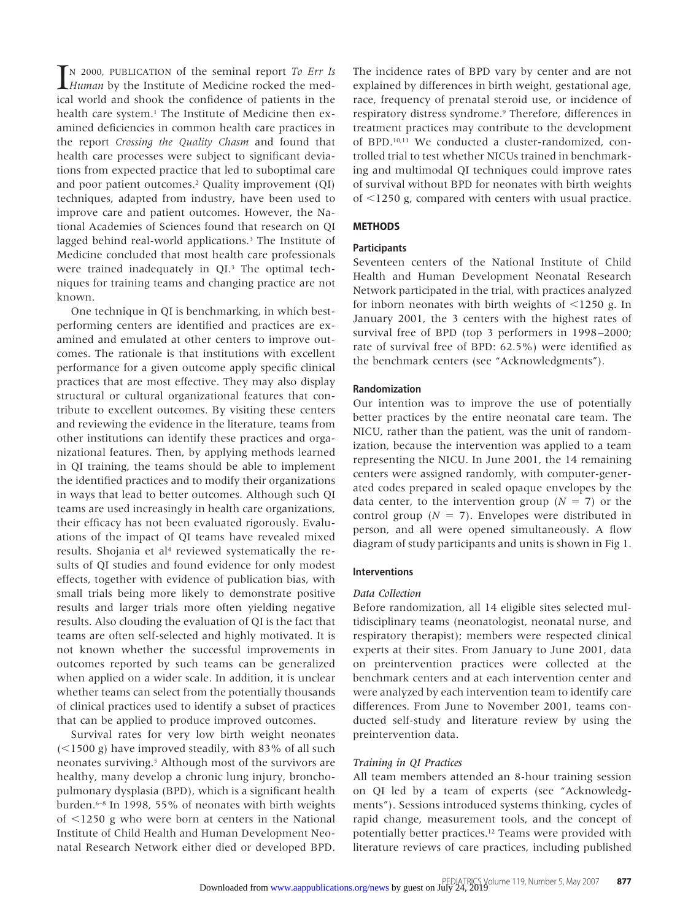IN 2000, PUBLICATION of the seminal report *To Err Is Human* by the Institute of Medicine rocked the medical world and shook the confidence of patients in the health care system.[1] The Institute of Medicine then examined deficiencies in common health care practices in the report *Crossing the Quality Chasm* and found that health care processes were subject to significant deviations from expected practice that led to suboptimal care and poor patient outcomes.[2] Quality improvement (QI) techniques, adapted from industry, have been used to improve care and patient outcomes. However, the National Academies of Sciences found that research on QI lagged behind real-world applications.[3] The Institute of Medicine concluded that most health care professionals were trained inadequately in QI.[3] The optimal techniques for training teams and changing practice are not known.

One technique in QI is benchmarking, in which best-performing centers are identified and practices are examined and emulated at other centers to improve outcomes. The rationale is that institutions with excellent performance for a given outcome apply specific clinical practices that are most effective. They may also display structural or cultural organizational features that contribute to excellent outcomes. By visiting these centers and reviewing the evidence in the literature, teams from other institutions can identify these practices and organizational features. Then, by applying methods learned in QI training, the teams should be able to implement the identified practices and to modify their organizations in ways that lead to better outcomes. Although such QI teams are used increasingly in health care organizations, their efficacy has not been evaluated rigorously. Evaluations of the impact of QI teams have revealed mixed results. Shojania et al[4] reviewed systematically the results of QI studies and found evidence for only modest effects, together with evidence of publication bias, with small trials being more likely to demonstrate positive results and larger trials more often yielding negative results. Also clouding the evaluation of QI is the fact that teams are often self-selected and highly motivated. It is not known whether the successful improvements in outcomes reported by such teams can be generalized when applied on a wider scale. In addition, it is unclear whether teams can select from the potentially thousands of clinical practices used to identify a subset of practices that can be applied to produce improved outcomes.

Survival rates for very low birth weight neonates (<1500 g) have improved steadily, with 83% of all such neonates surviving.[5] Although most of the survivors are healthy, many develop a chronic lung injury, bronchopulmonary dysplasia (BPD), which is a significant health burden.[6–8] In 1998, 55% of neonates with birth weights of <1250 g who were born at centers in the National Institute of Child Health and Human Development Neonatal Research Network either died or developed BPD. The incidence rates of BPD vary by center and are not explained by differences in birth weight, gestational age, race, frequency of prenatal steroid use, or incidence of respiratory distress syndrome.[9] Therefore, differences in treatment practices may contribute to the development of BPD.[10,11] We conducted a cluster-randomized, controlled trial to test whether NICUs trained in benchmarking and multimodal QI techniques could improve rates of survival without BPD for neonates with birth weights of <1250 g, compared with centers with usual practice.

## METHODS

### Participants

Seventeen centers of the National Institute of Child Health and Human Development Neonatal Research Network participated in the trial, with practices analyzed for inborn neonates with birth weights of <1250 g. In January 2001, the 3 centers with the highest rates of survival free of BPD (top 3 performers in 1998–2000; rate of survival free of BPD: 62.5%) were identified as the benchmark centers (see "Acknowledgments").

### Randomization

Our intention was to improve the use of potentially better practices by the entire neonatal care team. The NICU, rather than the patient, was the unit of randomization, because the intervention was applied to a team representing the NICU. In June 2001, the 14 remaining centers were assigned randomly, with computer-generated codes prepared in sealed opaque envelopes by the data center, to the intervention group ($N = 7$) or the control group ($N = 7$). Envelopes were distributed in person, and all were opened simultaneously. A flow diagram of study participants and units is shown in Fig 1.

### Interventions

#### *Data Collection*

Before randomization, all 14 eligible sites selected multidisciplinary teams (neonatologist, neonatal nurse, and respiratory therapist); members were respected clinical experts at their sites. From January to June 2001, data on preintervention practices were collected at the benchmark centers and at each intervention center and were analyzed by each intervention team to identify care differences. From June to November 2001, teams conducted self-study and literature review by using the preintervention data.

#### *Training in QI Practices*

All team members attended an 8-hour training session on QI led by a team of experts (see "Acknowledgments"). Sessions introduced systems thinking, cycles of rapid change, measurement tools, and the concept of potentially better practices.[12] Teams were provided with literature reviews of care practices, including published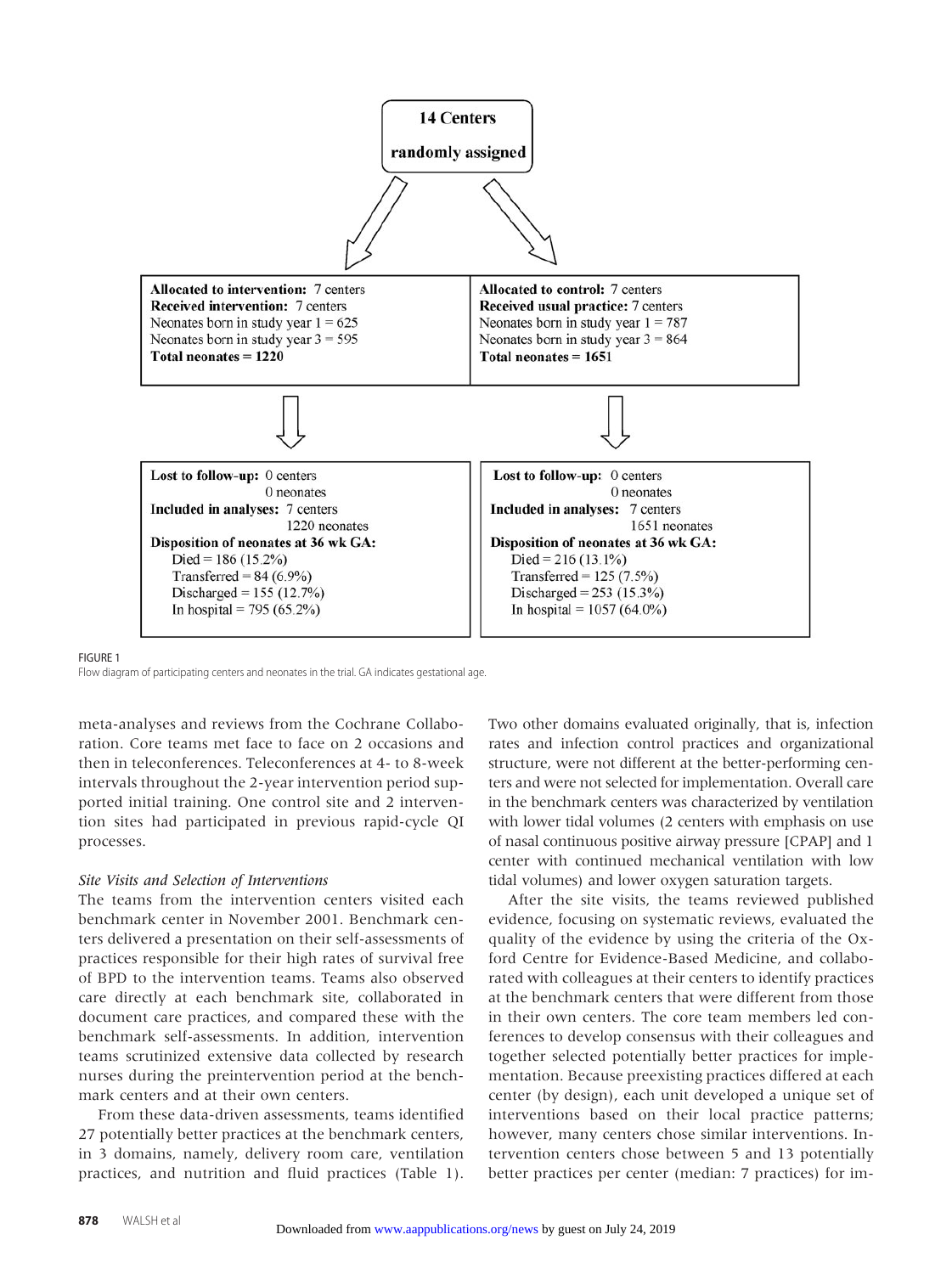14 Centers

randomly assigned

**Allocated to intervention:** 7 centers
**Received intervention:** 7 centers
Neonates born in study year 1 = 625
Neonates born in study year 3 = 595
**Total neonates = 1220**

**Allocated to control:** 7 centers
**Received usual practice:** 7 centers
Neonates born in study year 1 = 787
Neonates born in study year 3 = 864
**Total neonates = 1651**

**Lost to follow-up:** 0 centers
0 neonates
**Included in analyses:** 7 centers
1220 neonates
**Disposition of neonates at 36 wk GA:**
Died = 186 (15.2%)
Transferred = 84 (6.9%)
Discharged = 155 (12.7%)
In hospital = 795 (65.2%)

**Lost to follow-up:** 0 centers
0 neonates
**Included in analyses:** 7 centers
1651 neonates
**Disposition of neonates at 36 wk GA:**
Died = 216 (13.1%)
Transferred = 125 (7.5%)
Discharged = 253 (15.3%)
In hospital = 1057 (64.0%)

FIGURE 1
Flow diagram of participating centers and neonates in the trial. GA indicates gestational age.

meta-analyses and reviews from the Cochrane Collaboration. Core teams met face to face on 2 occasions and then in teleconferences. Teleconferences at 4- to 8-week intervals throughout the 2-year intervention period supported initial training. One control site and 2 intervention sites had participated in previous rapid-cycle QI processes.

*Site Visits and Selection of Interventions*

The teams from the intervention centers visited each benchmark center in November 2001. Benchmark centers delivered a presentation on their self-assessments of practices responsible for their high rates of survival free of BPD to the intervention teams. Teams also observed care directly at each benchmark site, collaborated in document care practices, and compared these with the benchmark self-assessments. In addition, intervention teams scrutinized extensive data collected by research nurses during the preintervention period at the benchmark centers and at their own centers.

From these data-driven assessments, teams identified 27 potentially better practices at the benchmark centers, in 3 domains, namely, delivery room care, ventilation practices, and nutrition and fluid practices (Table 1). Two other domains evaluated originally, that is, infection rates and infection control practices and organizational structure, were not different at the better-performing centers and were not selected for implementation. Overall care in the benchmark centers was characterized by ventilation with lower tidal volumes (2 centers with emphasis on use of nasal continuous positive airway pressure [CPAP] and 1 center with continued mechanical ventilation with low tidal volumes) and lower oxygen saturation targets.

After the site visits, the teams reviewed published evidence, focusing on systematic reviews, evaluated the quality of the evidence by using the criteria of the Oxford Centre for Evidence-Based Medicine, and collaborated with colleagues at their centers to identify practices at the benchmark centers that were different from those in their own centers. The core team members led conferences to develop consensus with their colleagues and together selected potentially better practices for implementation. Because preexisting practices differed at each center (by design), each unit developed a unique set of interventions based on their local practice patterns; however, many centers chose similar interventions. Intervention centers chose between 5 and 13 potentially better practices per center (median: 7 practices) for im-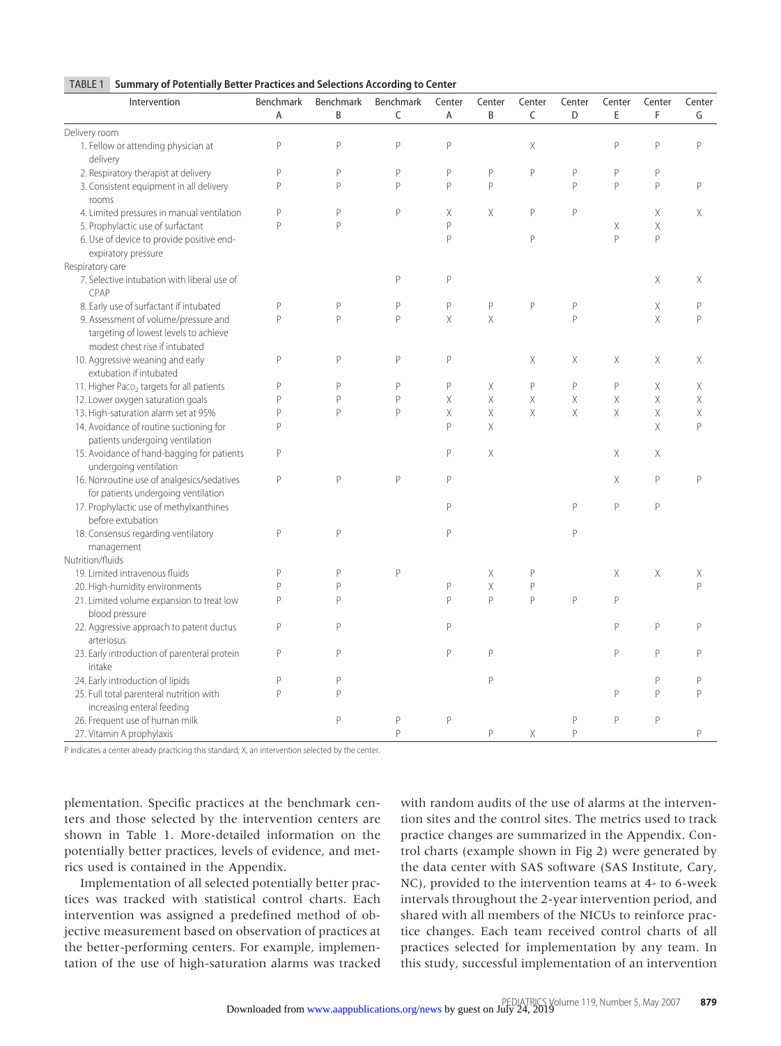**TABLE 1 Summary of Potentially Better Practices and Selections According to Center**

| Intervention | Benchmark A | Benchmark B | Benchmark C | Center A | Center B | Center C | Center D | Center E | Center F | Center G |
|---|---|---|---|---|---|---|---|---|---|---|
| Delivery room | | | | | | | | | | |
| 1. Fellow or attending physician at delivery | P | P | P | P | | X | | P | P | P |
| 2. Respiratory therapist at delivery | P | P | P | P | P | P | P | P | P | |
| 3. Consistent equipment in all delivery rooms | P | P | P | P | P | | P | P | P | P |
| 4. Limited pressures in manual ventilation | P | P | P | X | X | P | P | | X | X |
| 5. Prophylactic use of surfactant | P | P | | P | | | | X | X | |
| 6. Use of device to provide positive end-expiratory pressure | | | | P | | P | | P | P | |
| Respiratory care | | | | | | | | | | |
| 7. Selective intubation with liberal use of CPAP | | | P | P | | | | | X | X |
| 8. Early use of surfactant if intubated | P | P | P | P | P | P | P | | X | P |
| 9. Assessment of volume/pressure and targeting of lowest levels to achieve modest chest rise if intubated | P | P | P | X | X | | P | | X | P |
| 10. Aggressive weaning and early extubation if intubated | P | P | P | P | | X | X | X | X | X |
| 11. Higher $Pa_{CO_2}$ targets for all patients | P | P | P | P | X | P | P | P | X | X |
| 12. Lower oxygen saturation goals | P | P | P | X | X | X | X | X | X | X |
| 13. High-saturation alarm set at 95% | P | P | P | X | X | X | X | X | X | X |
| 14. Avoidance of routine suctioning for patients undergoing ventilation | P | | | P | X | | | | X | P |
| 15. Avoidance of hand-bagging for patients undergoing ventilation | P | | | P | X | | | X | X | |
| 16. Nonroutine use of analgesics/sedatives for patients undergoing ventilation | P | P | P | P | | | | X | P | P |
| 17. Prophylactic use of methylxanthines before extubation | | | | P | | | P | P | P | |
| 18. Consensus regarding ventilatory management | P | P | | P | | | P | | | |
| Nutrition/fluids | | | | | | | | | | |
| 19. Limited intravenous fluids | P | P | P | | X | P | | X | X | X |
| 20. High-humidity environments | P | P | | P | X | P | | | | P |
| 21. Limited volume expansion to treat low blood pressure | P | P | | P | P | P | P | P | | |
| 22. Aggressive approach to patent ductus arteriosus | P | P | | P | | | | P | P | P |
| 23. Early introduction of parenteral protein intake | P | P | | P | P | | | P | P | P |
| 24. Early introduction of lipids | P | P | | | P | | | | P | P |
| 25. Full total parenteral nutrition with increasing enteral feeding | P | P | | | | | | P | P | P |
| 26. Frequent use of human milk | | P | P | P | | | P | P | P | |
| 27. Vitamin A prophylaxis | | | P | | P | X | P | | | P |

P indicates a center already practicing this standard; X, an intervention selected by the center.

plementation. Specific practices at the benchmark centers and those selected by the intervention centers are shown in Table 1. More-detailed information on the potentially better practices, levels of evidence, and metrics used is contained in the Appendix.

Implementation of all selected potentially better practices was tracked with statistical control charts. Each intervention was assigned a predefined method of objective measurement based on observation of practices at the better-performing centers. For example, implementation of the use of high-saturation alarms was tracked with random audits of the use of alarms at the intervention sites and the control sites. The metrics used to track practice changes are summarized in the Appendix. Control charts (example shown in Fig 2) were generated by the data center with SAS software (SAS Institute, Cary, NC), provided to the intervention teams at 4- to 6-week intervals throughout the 2-year intervention period, and shared with all members of the NICUs to reinforce practice changes. Each team received control charts of all practices selected for implementation by any team. In this study, successful implementation of an intervention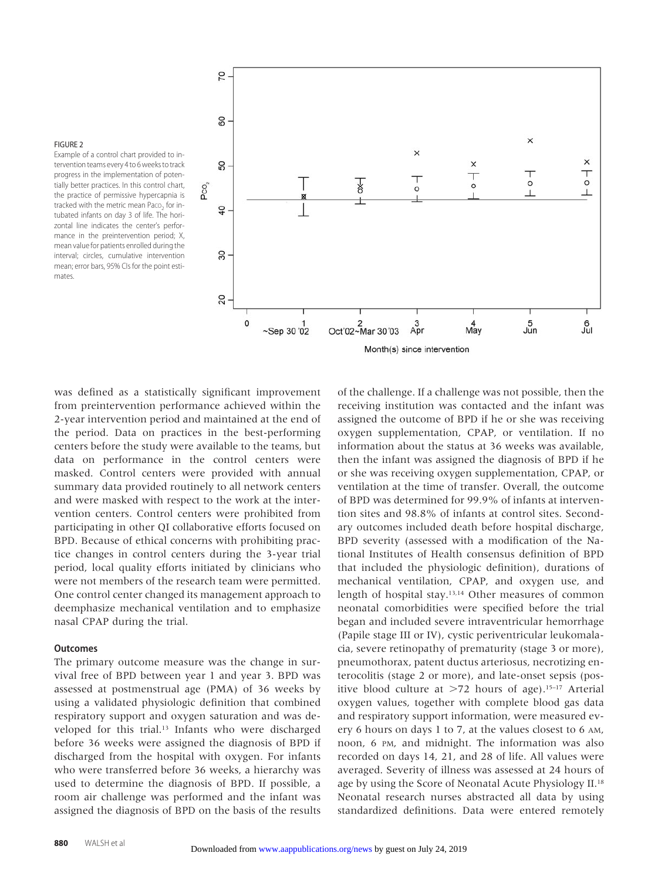FIGURE 2

Example of a control chart provided to intervention teams every 4 to 6 weeks to track progress in the implementation of potentially better practices. In this control chart, the practice of permissive hypercapnia is tracked with the metric mean $Pa_{CO_2}$ for intubated infants on day 3 of life. The horizontal line indicates the center's performance in the preintervention period; X, mean value for patients enrolled during the interval; circles, cumulative intervention mean; error bars, 95% CIs for the point estimates.

$P_{CO_2}$

20
30
40
50
60
70

0
1 ~Sep 30 '02
2 Oct'02~Mar 30'03
3 Apr
4 May
5 Jun
6 Jul

Month(s) since intervention

was defined as a statistically significant improvement from preintervention performance achieved within the 2-year intervention period and maintained at the end of the period. Data on practices in the best-performing centers before the study were available to the teams, but data on performance in the control centers were masked. Control centers were provided with annual summary data provided routinely to all network centers and were masked with respect to the work at the intervention centers. Control centers were prohibited from participating in other QI collaborative efforts focused on BPD. Because of ethical concerns with prohibiting practice changes in control centers during the 3-year trial period, local quality efforts initiated by clinicians who were not members of the research team were permitted. One control center changed its management approach to deemphasize mechanical ventilation and to emphasize nasal CPAP during the trial.

### Outcomes

The primary outcome measure was the change in survival free of BPD between year 1 and year 3. BPD was assessed at postmenstrual age (PMA) of 36 weeks by using a validated physiologic definition that combined respiratory support and oxygen saturation and was developed for this trial.[13] Infants who were discharged before 36 weeks were assigned the diagnosis of BPD if discharged from the hospital with oxygen. For infants who were transferred before 36 weeks, a hierarchy was used to determine the diagnosis of BPD. If possible, a room air challenge was performed and the infant was assigned the diagnosis of BPD on the basis of the results of the challenge. If a challenge was not possible, then the receiving institution was contacted and the infant was assigned the outcome of BPD if he or she was receiving oxygen supplementation, CPAP, or ventilation. If no information about the status at 36 weeks was available, then the infant was assigned the diagnosis of BPD if he or she was receiving oxygen supplementation, CPAP, or ventilation at the time of transfer. Overall, the outcome of BPD was determined for 99.9% of infants at intervention sites and 98.8% of infants at control sites. Secondary outcomes included death before hospital discharge, BPD severity (assessed with a modification of the National Institutes of Health consensus definition of BPD that included the physiologic definition), durations of mechanical ventilation, CPAP, and oxygen use, and length of hospital stay.[13,14] Other measures of common neonatal comorbidities were specified before the trial began and included severe intraventricular hemorrhage (Papile stage III or IV), cystic periventricular leukomalacia, severe retinopathy of prematurity (stage 3 or more), pneumothorax, patent ductus arteriosus, necrotizing enterocolitis (stage 2 or more), and late-onset sepsis (positive blood culture at >72 hours of age).[15–17] Arterial oxygen values, together with complete blood gas data and respiratory support information, were measured every 6 hours on days 1 to 7, at the values closest to 6 AM, noon, 6 PM, and midnight. The information was also recorded on days 14, 21, and 28 of life. All values were averaged. Severity of illness was assessed at 24 hours of age by using the Score of Neonatal Acute Physiology II.[18] Neonatal research nurses abstracted all data by using standardized definitions. Data were entered remotely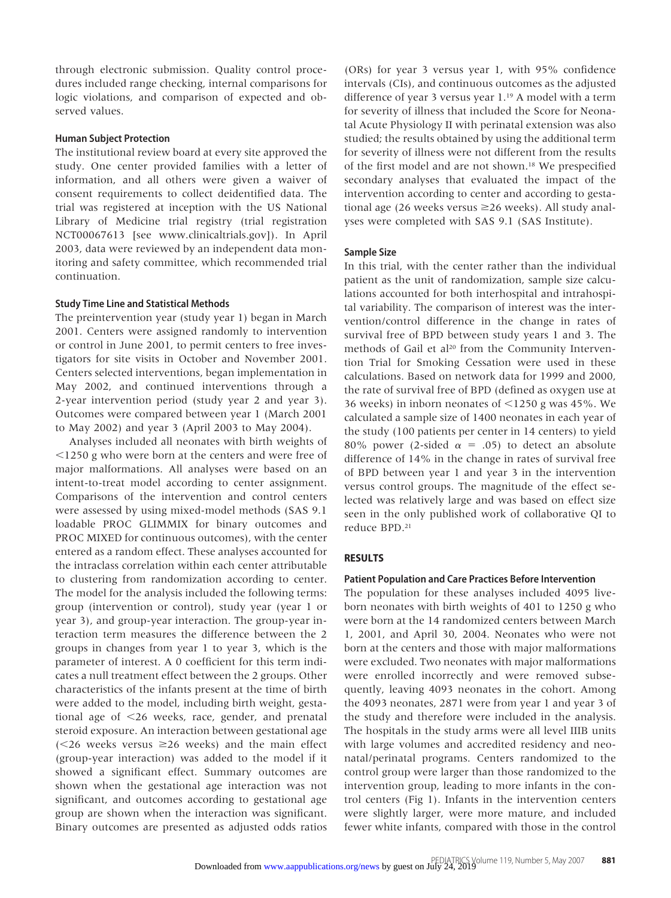through electronic submission. Quality control procedures included range checking, internal comparisons for logic violations, and comparison of expected and observed values.

### Human Subject Protection

The institutional review board at every site approved the study. One center provided families with a letter of information, and all others were given a waiver of consent requirements to collect deidentified data. The trial was registered at inception with the US National Library of Medicine trial registry (trial registration NCT00067613 [see www.clinicaltrials.gov]). In April 2003, data were reviewed by an independent data monitoring and safety committee, which recommended trial continuation.

### Study Time Line and Statistical Methods

The preintervention year (study year 1) began in March 2001. Centers were assigned randomly to intervention or control in June 2001, to permit centers to free investigators for site visits in October and November 2001. Centers selected interventions, began implementation in May 2002, and continued interventions through a 2-year intervention period (study year 2 and year 3). Outcomes were compared between year 1 (March 2001 to May 2002) and year 3 (April 2003 to May 2004).

Analyses included all neonates with birth weights of <1250 g who were born at the centers and were free of major malformations. All analyses were based on an intent-to-treat model according to center assignment. Comparisons of the intervention and control centers were assessed by using mixed-model methods (SAS 9.1 loadable PROC GLIMMIX for binary outcomes and PROC MIXED for continuous outcomes), with the center entered as a random effect. These analyses accounted for the intraclass correlation within each center attributable to clustering from randomization according to center. The model for the analysis included the following terms: group (intervention or control), study year (year 1 or year 3), and group-year interaction. The group-year interaction term measures the difference between the 2 groups in changes from year 1 to year 3, which is the parameter of interest. A 0 coefficient for this term indicates a null treatment effect between the 2 groups. Other characteristics of the infants present at the time of birth were added to the model, including birth weight, gestational age of <26 weeks, race, gender, and prenatal steroid exposure. An interaction between gestational age (<26 weeks versus ≥26 weeks) and the main effect (group-year interaction) was added to the model if it showed a significant effect. Summary outcomes are shown when the gestational age interaction was not significant, and outcomes according to gestational age group are shown when the interaction was significant. Binary outcomes are presented as adjusted odds ratios (ORs) for year 3 versus year 1, with 95% confidence intervals (CIs), and continuous outcomes as the adjusted difference of year 3 versus year 1.[19] A model with a term for severity of illness that included the Score for Neonatal Acute Physiology II with perinatal extension was also studied; the results obtained by using the additional term for severity of illness were not different from the results of the first model and are not shown.[18] We prespecified secondary analyses that evaluated the impact of the intervention according to center and according to gestational age (26 weeks versus ≥26 weeks). All study analyses were completed with SAS 9.1 (SAS Institute).

### Sample Size

In this trial, with the center rather than the individual patient as the unit of randomization, sample size calculations accounted for both interhospital and intrahospital variability. The comparison of interest was the intervention/control difference in the change in rates of survival free of BPD between study years 1 and 3. The methods of Gail et al[20] from the Community Intervention Trial for Smoking Cessation were used in these calculations. Based on network data for 1999 and 2000, the rate of survival free of BPD (defined as oxygen use at 36 weeks) in inborn neonates of <1250 g was 45%. We calculated a sample size of 1400 neonates in each year of the study (100 patients per center in 14 centers) to yield 80% power (2-sided $\alpha$ = .05) to detect an absolute difference of 14% in the change in rates of survival free of BPD between year 1 and year 3 in the intervention versus control groups. The magnitude of the effect selected was relatively large and was based on effect size seen in the only published work of collaborative QI to reduce BPD.[21]

## RESULTS

### Patient Population and Care Practices Before Intervention

The population for these analyses included 4095 liveborn neonates with birth weights of 401 to 1250 g who were born at the 14 randomized centers between March 1, 2001, and April 30, 2004. Neonates who were not born at the centers and those with major malformations were excluded. Two neonates with major malformations were enrolled incorrectly and were removed subsequently, leaving 4093 neonates in the cohort. Among the 4093 neonates, 2871 were from year 1 and year 3 of the study and therefore were included in the analysis. The hospitals in the study arms were all level IIIB units with large volumes and accredited residency and neonatal/perinatal programs. Centers randomized to the control group were larger than those randomized to the intervention group, leading to more infants in the control centers (Fig 1). Infants in the intervention centers were slightly larger, were more mature, and included fewer white infants, compared with those in the control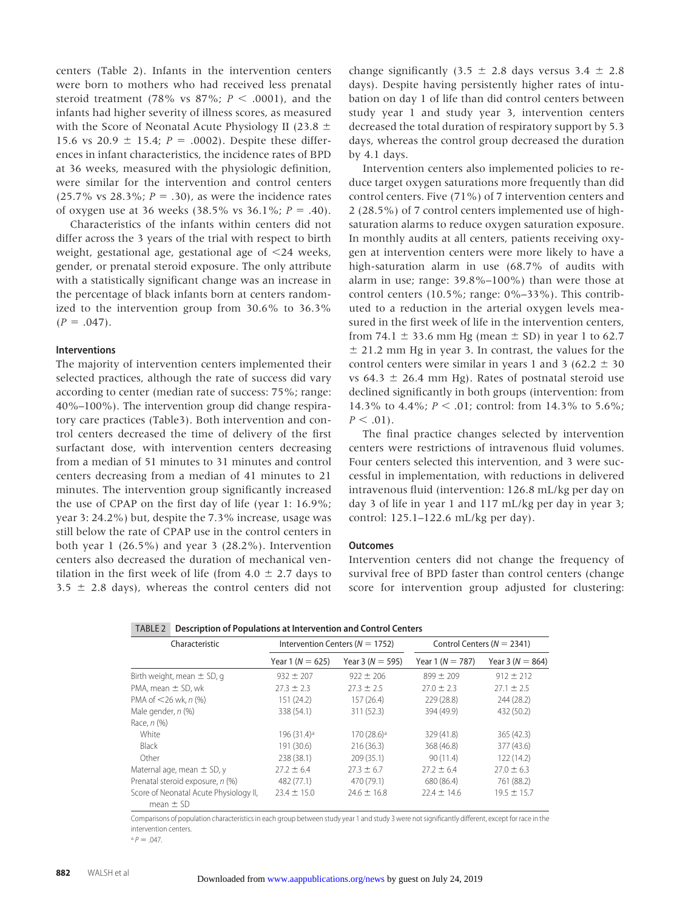centers (Table 2). Infants in the intervention centers were born to mothers who had received less prenatal steroid treatment (78% vs 87%; $P < .0001$), and the infants had higher severity of illness scores, as measured with the Score of Neonatal Acute Physiology II (23.8 ± 15.6 vs 20.9 ± 15.4; $P = .0002$). Despite these differences in infant characteristics, the incidence rates of BPD at 36 weeks, measured with the physiologic definition, were similar for the intervention and control centers (25.7% vs 28.3%; $P = .30$), as were the incidence rates of oxygen use at 36 weeks (38.5% vs 36.1%; $P = .40$).

Characteristics of the infants within centers did not differ across the 3 years of the trial with respect to birth weight, gestational age, gestational age of <24 weeks, gender, or prenatal steroid exposure. The only attribute with a statistically significant change was an increase in the percentage of black infants born at centers randomized to the intervention group from 30.6% to 36.3% ($P = .047$).

### Interventions

The majority of intervention centers implemented their selected practices, although the rate of success did vary according to center (median rate of success: 75%; range: 40%–100%). The intervention group did change respiratory care practices (Table3). Both intervention and control centers decreased the time of delivery of the first surfactant dose, with intervention centers decreasing from a median of 51 minutes to 31 minutes and control centers decreasing from a median of 41 minutes to 21 minutes. The intervention group significantly increased the use of CPAP on the first day of life (year 1: 16.9%; year 3: 24.2%) but, despite the 7.3% increase, usage was still below the rate of CPAP use in the control centers in both year 1 (26.5%) and year 3 (28.2%). Intervention centers also decreased the duration of mechanical ventilation in the first week of life (from 4.0 ± 2.7 days to 3.5 ± 2.8 days), whereas the control centers did not change significantly (3.5 ± 2.8 days versus 3.4 ± 2.8 days). Despite having persistently higher rates of intubation on day 1 of life than did control centers between study year 1 and study year 3, intervention centers decreased the total duration of respiratory support by 5.3 days, whereas the control group decreased the duration by 4.1 days.

Intervention centers also implemented policies to reduce target oxygen saturations more frequently than did control centers. Five (71%) of 7 intervention centers and 2 (28.5%) of 7 control centers implemented use of high-saturation alarms to reduce oxygen saturation exposure. In monthly audits at all centers, patients receiving oxygen at intervention centers were more likely to have a high-saturation alarm in use (68.7% of audits with alarm in use; range: 39.8%–100%) than were those at control centers (10.5%; range: 0%–33%). This contributed to a reduction in the arterial oxygen levels measured in the first week of life in the intervention centers, from 74.1 ± 33.6 mm Hg (mean ± SD) in year 1 to 62.7 ± 21.2 mm Hg in year 3. In contrast, the values for the control centers were similar in years 1 and 3 (62.2 ± 30 vs 64.3 ± 26.4 mm Hg). Rates of postnatal steroid use declined significantly in both groups (intervention: from 14.3% to 4.4%; $P < .01$; control: from 14.3% to 5.6%; $P < .01$).

The final practice changes selected by intervention centers were restrictions of intravenous fluid volumes. Four centers selected this intervention, and 3 were successful in implementation, with reductions in delivered intravenous fluid (intervention: 126.8 mL/kg per day on day 3 of life in year 1 and 117 mL/kg per day in year 3; control: 125.1–122.6 mL/kg per day).

### Outcomes

Intervention centers did not change the frequency of survival free of BPD faster than control centers (change score for intervention group adjusted for clustering:

**TABLE 2 Description of Populations at Intervention and Control Centers**

| Characteristic | Intervention Centers (N = 1752) | | Control Centers (N = 2341) | |
|---|---|---|---|---|
| | Year 1 (N = 625) | Year 3 (N = 595) | Year 1 (N = 787) | Year 3 (N = 864) |
| Birth weight, mean ± SD, g | 932 ± 207 | 922 ± 206 | 899 ± 209 | 912 ± 212 |
| PMA, mean ± SD, wk | 27.3 ± 2.3 | 27.3 ± 2.5 | 27.0 ± 2.3 | 27.1 ± 2.5 |
| PMA of <26 wk, n (%) | 151 (24.2) | 157 (26.4) | 229 (28.8) | 244 (28.2) |
| Male gender, n (%) | 338 (54.1) | 311 (52.3) | 394 (49.9) | 432 (50.2) |
| Race, n (%) | | | | |
| White | 196 (31.4)[a] | 170 (28.6)[a] | 329 (41.8) | 365 (42.3) |
| Black | 191 (30.6) | 216 (36.3) | 368 (46.8) | 377 (43.6) |
| Other | 238 (38.1) | 209 (35.1) | 90 (11.4) | 122 (14.2) |
| Maternal age, mean ± SD, y | 27.2 ± 6.4 | 27.3 ± 6.7 | 27.2 ± 6.4 | 27.0 ± 6.3 |
| Prenatal steroid exposure, n (%) | 482 (77.1) | 470 (79.1) | 680 (86.4) | 761 (88.2) |
| Score of Neonatal Acute Physiology II, mean ± SD | 23.4 ± 15.0 | 24.6 ± 16.8 | 22.4 ± 14.6 | 19.5 ± 15.7 |

Comparisons of population characteristics in each group between study year 1 and study 3 were not significantly different, except for race in the intervention centers.

[a] $P = .047$.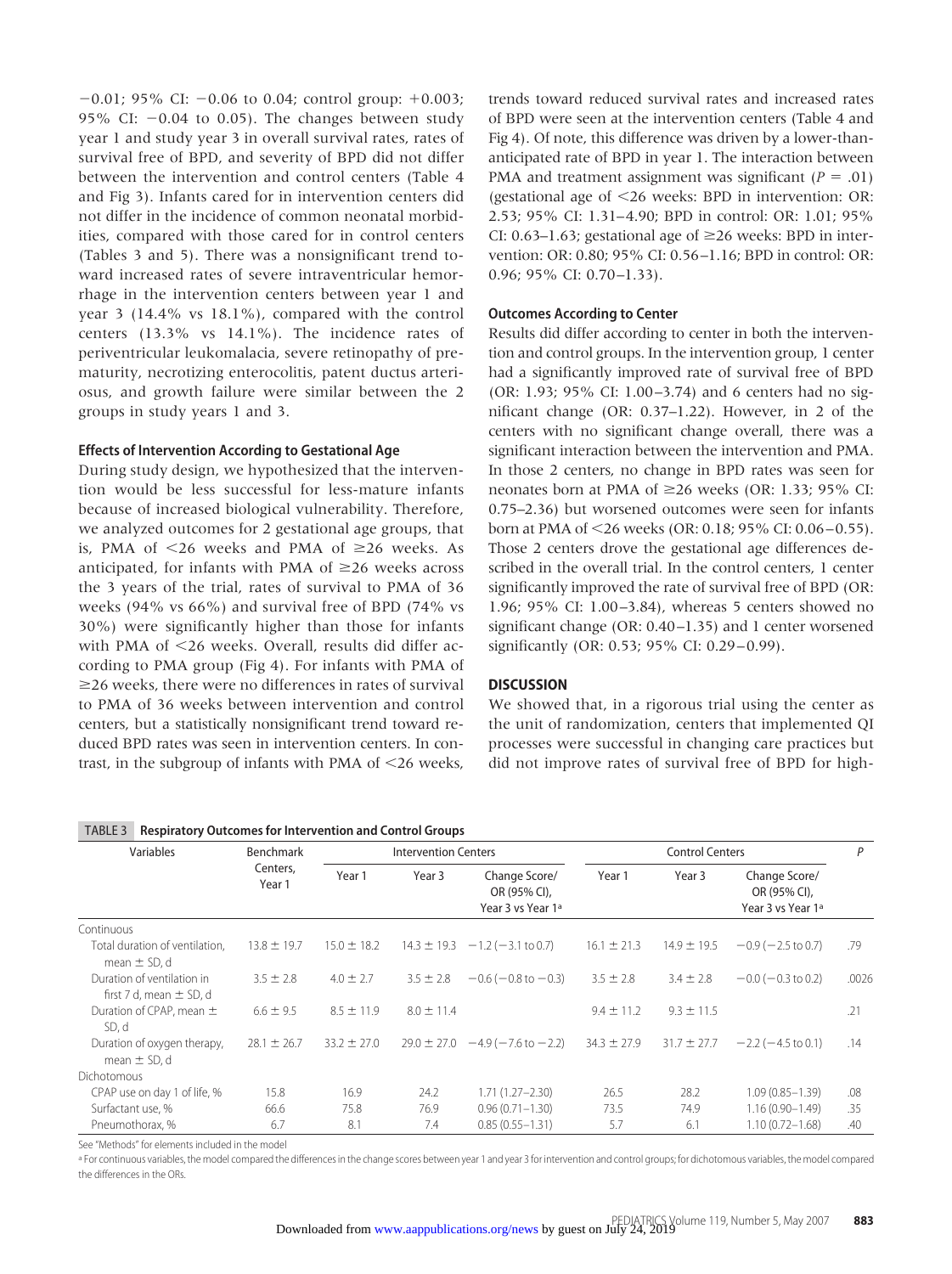−0.01; 95% CI: −0.06 to 0.04; control group: +0.003; 95% CI: −0.04 to 0.05). The changes between study year 1 and study year 3 in overall survival rates, rates of survival free of BPD, and severity of BPD did not differ between the intervention and control centers (Table 4 and Fig 3). Infants cared for in intervention centers did not differ in the incidence of common neonatal morbidities, compared with those cared for in control centers (Tables 3 and 5). There was a nonsignificant trend toward increased rates of severe intraventricular hemorrhage in the intervention centers between year 1 and year 3 (14.4% vs 18.1%), compared with the control centers (13.3% vs 14.1%). The incidence rates of periventricular leukomalacia, severe retinopathy of prematurity, necrotizing enterocolitis, patent ductus arteriosus, and growth failure were similar between the 2 groups in study years 1 and 3.

### Effects of Intervention According to Gestational Age

During study design, we hypothesized that the intervention would be less successful for less-mature infants because of increased biological vulnerability. Therefore, we analyzed outcomes for 2 gestational age groups, that is, PMA of <26 weeks and PMA of ≥26 weeks. As anticipated, for infants with PMA of ≥26 weeks across the 3 years of the trial, rates of survival to PMA of 36 weeks (94% vs 66%) and survival free of BPD (74% vs 30%) were significantly higher than those for infants with PMA of <26 weeks. Overall, results did differ according to PMA group (Fig 4). For infants with PMA of ≥26 weeks, there were no differences in rates of survival to PMA of 36 weeks between intervention and control centers, but a statistically nonsignificant trend toward reduced BPD rates was seen in intervention centers. In contrast, in the subgroup of infants with PMA of <26 weeks, trends toward reduced survival rates and increased rates of BPD were seen at the intervention centers (Table 4 and Fig 4). Of note, this difference was driven by a lower-than-anticipated rate of BPD in year 1. The interaction between PMA and treatment assignment was significant ($P = .01$) (gestational age of <26 weeks: BPD in intervention: OR: 2.53; 95% CI: 1.31–4.90; BPD in control: OR: 1.01; 95% CI: 0.63–1.63; gestational age of ≥26 weeks: BPD in intervention: OR: 0.80; 95% CI: 0.56–1.16; BPD in control: OR: 0.96; 95% CI: 0.70–1.33).

### Outcomes According to Center

Results did differ according to center in both the intervention and control groups. In the intervention group, 1 center had a significantly improved rate of survival free of BPD (OR: 1.93; 95% CI: 1.00–3.74) and 6 centers had no significant change (OR: 0.37–1.22). However, in 2 of the centers with no significant change overall, there was a significant interaction between the intervention and PMA. In those 2 centers, no change in BPD rates was seen for neonates born at PMA of ≥26 weeks (OR: 1.33; 95% CI: 0.75–2.36) but worsened outcomes were seen for infants born at PMA of <26 weeks (OR: 0.18; 95% CI: 0.06–0.55). Those 2 centers drove the gestational age differences described in the overall trial. In the control centers, 1 center significantly improved the rate of survival free of BPD (OR: 1.96; 95% CI: 1.00–3.84), whereas 5 centers showed no significant change (OR: 0.40–1.35) and 1 center worsened significantly (OR: 0.53; 95% CI: 0.29–0.99).

## DISCUSSION

We showed that, in a rigorous trial using the center as the unit of randomization, centers that implemented QI processes were successful in changing care practices but did not improve rates of survival free of BPD for high-

TABLE 3 Respiratory Outcomes for Intervention and Control Groups

| Variables | Benchmark Centers, Year 1 | Intervention Centers | | | Control Centers | | | P |
|---|---|---|---|---|---|---|---|---|
| | | Year 1 | Year 3 | Change Score/ OR (95% CI), Year 3 vs Year 1[a] | Year 1 | Year 3 | Change Score/ OR (95% CI), Year 3 vs Year 1[a] | |
| Continuous | | | | | | | | |
| Total duration of ventilation, mean ± SD, d | 13.8 ± 19.7 | 15.0 ± 18.2 | 14.3 ± 19.3 | −1.2 (−3.1 to 0.7) | 16.1 ± 21.3 | 14.9 ± 19.5 | −0.9 (−2.5 to 0.7) | .79 |
| Duration of ventilation in first 7 d, mean ± SD, d | 3.5 ± 2.8 | 4.0 ± 2.7 | 3.5 ± 2.8 | −0.6 (−0.8 to −0.3) | 3.5 ± 2.8 | 3.4 ± 2.8 | −0.0 (−0.3 to 0.2) | .0026 |
| Duration of CPAP, mean ± SD, d | 6.6 ± 9.5 | 8.5 ± 11.9 | 8.0 ± 11.4 | | 9.4 ± 11.2 | 9.3 ± 11.5 | | .21 |
| Duration of oxygen therapy, mean ± SD, d | 28.1 ± 26.7 | 33.2 ± 27.0 | 29.0 ± 27.0 | −4.9 (−7.6 to −2.2) | 34.3 ± 27.9 | 31.7 ± 27.7 | −2.2 (−4.5 to 0.1) | .14 |
| Dichotomous | | | | | | | | |
| CPAP use on day 1 of life, % | 15.8 | 16.9 | 24.2 | 1.71 (1.27–2.30) | 26.5 | 28.2 | 1.09 (0.85–1.39) | .08 |
| Surfactant use, % | 66.6 | 75.8 | 76.9 | 0.96 (0.71–1.30) | 73.5 | 74.9 | 1.16 (0.90–1.49) | .35 |
| Pneumothorax, % | 6.7 | 8.1 | 7.4 | 0.85 (0.55–1.31) | 5.7 | 6.1 | 1.10 (0.72–1.68) | .40 |

See "Methods" for elements included in the model

[a] For continuous variables, the model compared the differences in the change scores between year 1 and year 3 for intervention and control groups; for dichotomous variables, the model compared the differences in the ORs.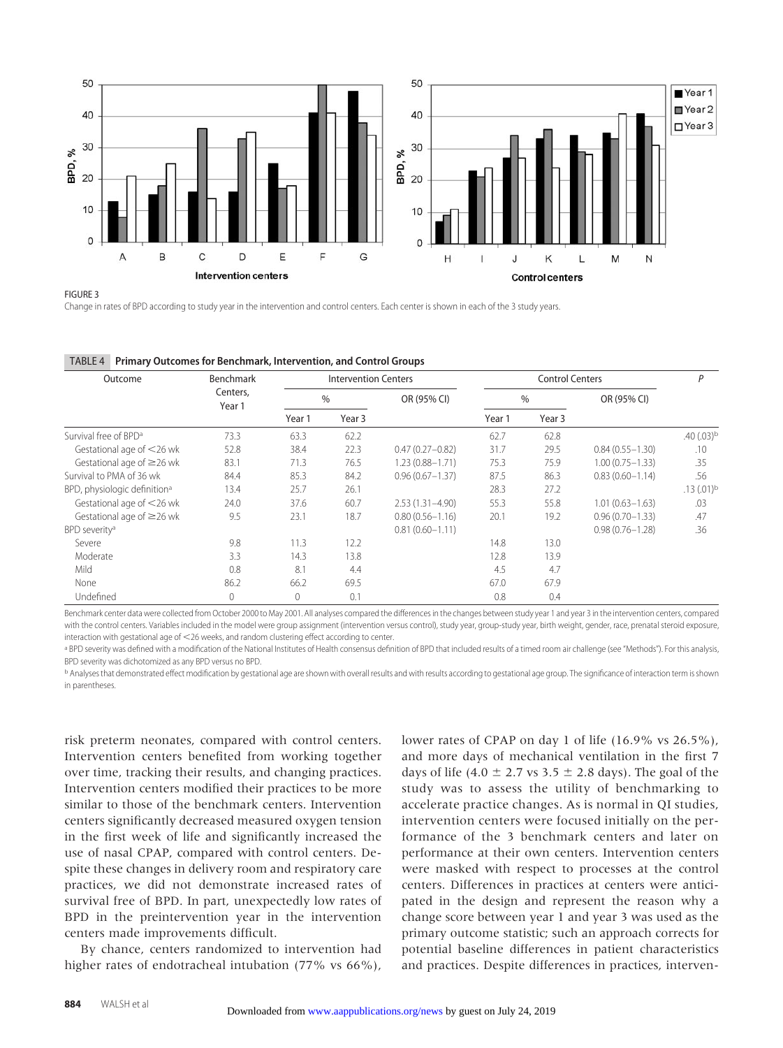50
40
30
20
10
0
BPD, %
A B C D E F G
Intervention centers

50
40
30
20
10
0
BPD, %
H I J K L M N
Control centers

Year 1
Year 2
Year 3

FIGURE 3
Change in rates of BPD according to study year in the intervention and control centers. Each center is shown in each of the 3 study years.

TABLE 4 **Primary Outcomes for Benchmark, Intervention, and Control Groups**

| Outcome | Benchmark Centers, Year 1 | Intervention Centers | | | Control Centers | | | P |
|---|---|---|---|---|---|---|---|---|
| | | % | | OR (95% CI) | % | | OR (95% CI) | |
| | | Year 1 | Year 3 | | Year 1 | Year 3 | | |
| Survival free of BPD[a] | 73.3 | 63.3 | 62.2 | | 62.7 | 62.8 | | .40 (.03)[b] |
| Gestational age of <26 wk | 52.8 | 38.4 | 22.3 | 0.47 (0.27–0.82) | 31.7 | 29.5 | 0.84 (0.55–1.30) | .10 |
| Gestational age of ≥26 wk | 83.1 | 71.3 | 76.5 | 1.23 (0.88–1.71) | 75.3 | 75.9 | 1.00 (0.75–1.33) | .35 |
| Survival to PMA of 36 wk | 84.4 | 85.3 | 84.2 | 0.96 (0.67–1.37) | 87.5 | 86.3 | 0.83 (0.60–1.14) | .56 |
| BPD, physiologic definition[a] | 13.4 | 25.7 | 26.1 | | 28.3 | 27.2 | | .13 (.01)[b] |
| Gestational age of <26 wk | 24.0 | 37.6 | 60.7 | 2.53 (1.31–4.90) | 55.3 | 55.8 | 1.01 (0.63–1.63) | .03 |
| Gestational age of ≥26 wk | 9.5 | 23.1 | 18.7 | 0.80 (0.56–1.16) | 20.1 | 19.2 | 0.96 (0.70–1.33) | .47 |
| BPD severity[a] | | | | 0.81 (0.60–1.11) | | | 0.98 (0.76–1.28) | .36 |
| Severe | 9.8 | 11.3 | 12.2 | | 14.8 | 13.0 | | |
| Moderate | 3.3 | 14.3 | 13.8 | | 12.8 | 13.9 | | |
| Mild | 0.8 | 8.1 | 4.4 | | 4.5 | 4.7 | | |
| None | 86.2 | 66.2 | 69.5 | | 67.0 | 67.9 | | |
| Undefined | 0 | 0 | 0.1 | | 0.8 | 0.4 | | |

Benchmark center data were collected from October 2000 to May 2001. All analyses compared the differences in the changes between study year 1 and year 3 in the intervention centers, compared with the control centers. Variables included in the model were group assignment (intervention versus control), study year, group-study year, birth weight, gender, race, prenatal steroid exposure, interaction with gestational age of <26 weeks, and random clustering effect according to center.

[a] BPD severity was defined with a modification of the National Institutes of Health consensus definition of BPD that included results of a timed room air challenge (see "Methods"). For this analysis, BPD severity was dichotomized as any BPD versus no BPD.

[b] Analyses that demonstrated effect modification by gestational age are shown with overall results and with results according to gestational age group. The significance of interaction term is shown in parentheses.

risk preterm neonates, compared with control centers. Intervention centers benefited from working together over time, tracking their results, and changing practices. Intervention centers modified their practices to be more similar to those of the benchmark centers. Intervention centers significantly decreased measured oxygen tension in the first week of life and significantly increased the use of nasal CPAP, compared with control centers. Despite these changes in delivery room and respiratory care practices, we did not demonstrate increased rates of survival free of BPD. In part, unexpectedly low rates of BPD in the preintervention year in the intervention centers made improvements difficult.

By chance, centers randomized to intervention had higher rates of endotracheal intubation (77% vs 66%), lower rates of CPAP on day 1 of life (16.9% vs 26.5%), and more days of mechanical ventilation in the first 7 days of life (4.0 ± 2.7 vs 3.5 ± 2.8 days). The goal of the study was to assess the utility of benchmarking to accelerate practice changes. As is normal in QI studies, intervention centers were focused initially on the performance of the 3 benchmark centers and later on performance at their own centers. Intervention centers were masked with respect to processes at the control centers. Differences in practices at centers were anticipated in the design and represent the reason why a change score between year 1 and year 3 was used as the primary outcome statistic; such an approach corrects for potential baseline differences in patient characteristics and practices. Despite differences in practices, interven-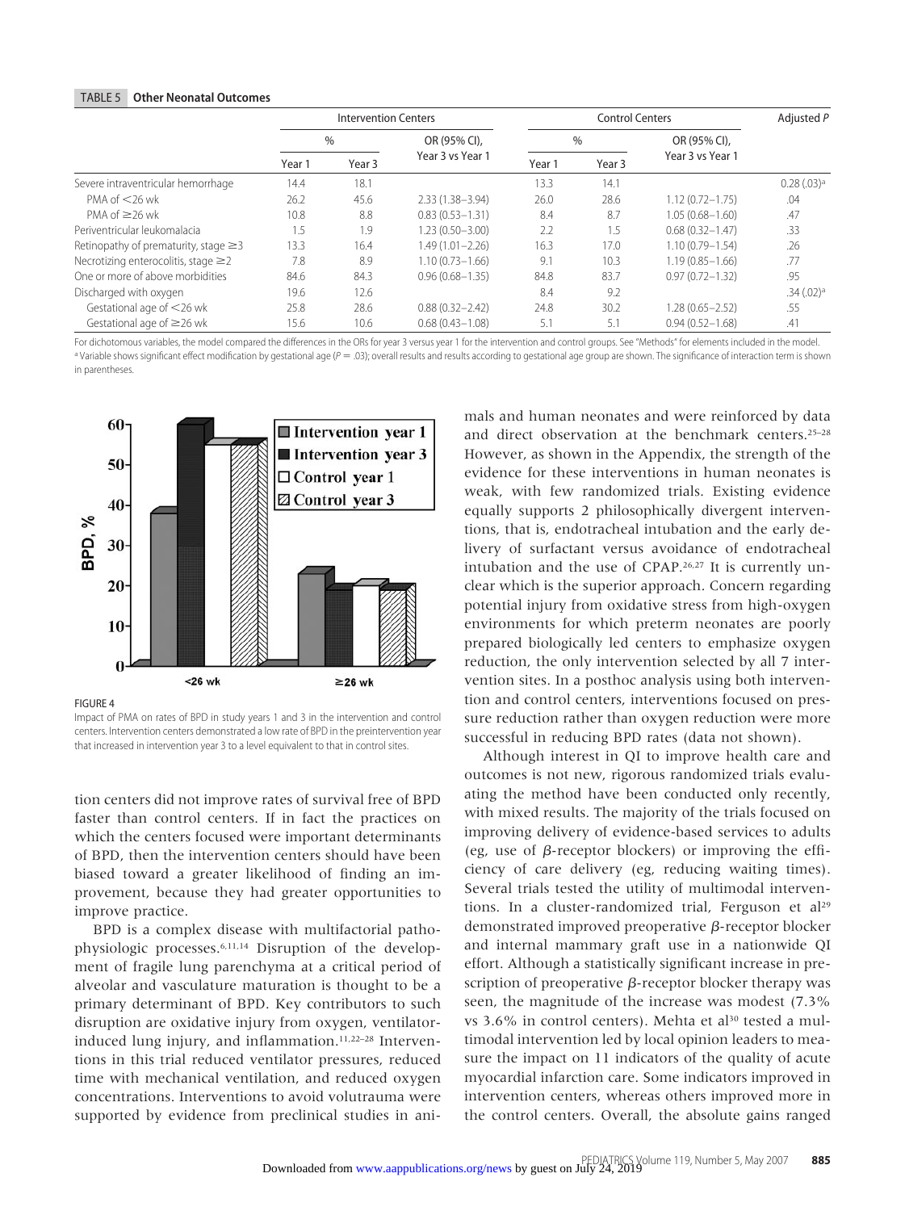**TABLE 5 Other Neonatal Outcomes**

| | Intervention Centers | | | Control Centers | | | Adjusted P |
|---|---|---|---|---|---|---|---|
| | % | | OR (95% CI), Year 3 vs Year 1 | % | | OR (95% CI), Year 3 vs Year 1 | |
| | Year 1 | Year 3 | | Year 1 | Year 3 | | |
| Severe intraventricular hemorrhage | 14.4 | 18.1 | | 13.3 | 14.1 | | 0.28 (.03)[a] |
| PMA of <26 wk | 26.2 | 45.6 | 2.33 (1.38–3.94) | 26.0 | 28.6 | 1.12 (0.72–1.75) | .04 |
| PMA of ≥26 wk | 10.8 | 8.8 | 0.83 (0.53–1.31) | 8.4 | 8.7 | 1.05 (0.68–1.60) | .47 |
| Periventricular leukomalacia | 1.5 | 1.9 | 1.23 (0.50–3.00) | 2.2 | 1.5 | 0.68 (0.32–1.47) | .33 |
| Retinopathy of prematurity, stage ≥3 | 13.3 | 16.4 | 1.49 (1.01–2.26) | 16.3 | 17.0 | 1.10 (0.79–1.54) | .26 |
| Necrotizing enterocolitis, stage ≥2 | 7.8 | 8.9 | 1.10 (0.73–1.66) | 9.1 | 10.3 | 1.19 (0.85–1.66) | .77 |
| One or more of above morbidities | 84.6 | 84.3 | 0.96 (0.68–1.35) | 84.8 | 83.7 | 0.97 (0.72–1.32) | .95 |
| Discharged with oxygen | 19.6 | 12.6 | | 8.4 | 9.2 | | .34 (.02)[a] |
| Gestational age of <26 wk | 25.8 | 28.6 | 0.88 (0.32–2.42) | 24.8 | 30.2 | 1.28 (0.65–2.52) | .55 |
| Gestational age of ≥26 wk | 15.6 | 10.6 | 0.68 (0.43–1.08) | 5.1 | 5.1 | 0.94 (0.52–1.68) | .41 |

For dichotomous variables, the model compared the differences in the ORs for year 3 versus year 1 for the intervention and control groups. See "Methods" for elements included in the model.
[a] Variable shows significant effect modification by gestational age ($P = .03$); overall results and results according to gestational age group are shown. The significance of interaction term is shown in parentheses.

BPD, %
60
50
40
30
20
10
0
<26 wk
≥26 wk
Intervention year 1
Intervention year 3
Control year 1
Control year 3

FIGURE 4
Impact of PMA on rates of BPD in study years 1 and 3 in the intervention and control centers. Intervention centers demonstrated a low rate of BPD in the preintervention year that increased in intervention year 3 to a level equivalent to that in control sites.

tion centers did not improve rates of survival free of BPD faster than control centers. If in fact the practices on which the centers focused were important determinants of BPD, then the intervention centers should have been biased toward a greater likelihood of finding an improvement, because they had greater opportunities to improve practice.

BPD is a complex disease with multifactorial pathophysiologic processes.[6,11,14] Disruption of the development of fragile lung parenchyma at a critical period of alveolar and vasculature maturation is thought to be a primary determinant of BPD. Key contributors to such disruption are oxidative injury from oxygen, ventilator-induced lung injury, and inflammation.[11,22–28] Interventions in this trial reduced ventilator pressures, reduced time with mechanical ventilation, and reduced oxygen concentrations. Interventions to avoid volutrauma were supported by evidence from preclinical studies in animals and human neonates and were reinforced by data and direct observation at the benchmark centers.[25–28] However, as shown in the Appendix, the strength of the evidence for these interventions in human neonates is weak, with few randomized trials. Existing evidence equally supports 2 philosophically divergent interventions, that is, endotracheal intubation and the early delivery of surfactant versus avoidance of endotracheal intubation and the use of CPAP.[26,27] It is currently unclear which is the superior approach. Concern regarding potential injury from oxidative stress from high-oxygen environments for which preterm neonates are poorly prepared biologically led centers to emphasize oxygen reduction, the only intervention selected by all 7 intervention sites. In a posthoc analysis using both intervention and control centers, interventions focused on pressure reduction rather than oxygen reduction were more successful in reducing BPD rates (data not shown).

Although interest in QI to improve health care and outcomes is not new, rigorous randomized trials evaluating the method have been conducted only recently, with mixed results. The majority of the trials focused on improving delivery of evidence-based services to adults (eg, use of β-receptor blockers) or improving the efficiency of care delivery (eg, reducing waiting times). Several trials tested the utility of multimodal interventions. In a cluster-randomized trial, Ferguson et al[29] demonstrated improved preoperative β-receptor blocker and internal mammary graft use in a nationwide QI effort. Although a statistically significant increase in prescription of preoperative β-receptor blocker therapy was seen, the magnitude of the increase was modest (7.3% vs 3.6% in control centers). Mehta et al[30] tested a multimodal intervention led by local opinion leaders to measure the impact on 11 indicators of the quality of acute myocardial infarction care. Some indicators improved in intervention centers, whereas others improved more in the control centers. Overall, the absolute gains ranged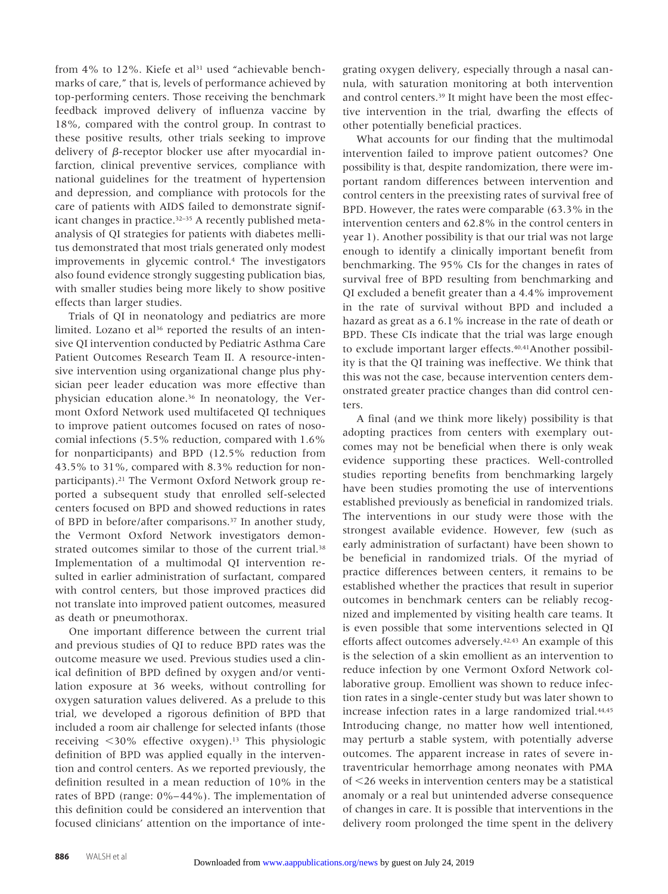from 4% to 12%. Kiefe et al[31] used "achievable benchmarks of care," that is, levels of performance achieved by top-performing centers. Those receiving the benchmark feedback improved delivery of influenza vaccine by 18%, compared with the control group. In contrast to these positive results, other trials seeking to improve delivery of $\beta$-receptor blocker use after myocardial infarction, clinical preventive services, compliance with national guidelines for the treatment of hypertension and depression, and compliance with protocols for the care of patients with AIDS failed to demonstrate significant changes in practice.[32–35] A recently published meta-analysis of QI strategies for patients with diabetes mellitus demonstrated that most trials generated only modest improvements in glycemic control.[4] The investigators also found evidence strongly suggesting publication bias, with smaller studies being more likely to show positive effects than larger studies.

Trials of QI in neonatology and pediatrics are more limited. Lozano et al[36] reported the results of an intensive QI intervention conducted by Pediatric Asthma Care Patient Outcomes Research Team II. A resource-intensive intervention using organizational change plus physician peer leader education was more effective than physician education alone.[36] In neonatology, the Vermont Oxford Network used multifaceted QI techniques to improve patient outcomes focused on rates of nosocomial infections (5.5% reduction, compared with 1.6% for nonparticipants) and BPD (12.5% reduction from 43.5% to 31%, compared with 8.3% reduction for nonparticipants).[21] The Vermont Oxford Network group reported a subsequent study that enrolled self-selected centers focused on BPD and showed reductions in rates of BPD in before/after comparisons.[37] In another study, the Vermont Oxford Network investigators demonstrated outcomes similar to those of the current trial.[38] Implementation of a multimodal QI intervention resulted in earlier administration of surfactant, compared with control centers, but those improved practices did not translate into improved patient outcomes, measured as death or pneumothorax.

One important difference between the current trial and previous studies of QI to reduce BPD rates was the outcome measure we used. Previous studies used a clinical definition of BPD defined by oxygen and/or ventilation exposure at 36 weeks, without controlling for oxygen saturation values delivered. As a prelude to this trial, we developed a rigorous definition of BPD that included a room air challenge for selected infants (those receiving <30% effective oxygen).[13] This physiologic definition of BPD was applied equally in the intervention and control centers. As we reported previously, the definition resulted in a mean reduction of 10% in the rates of BPD (range: 0%–44%). The implementation of this definition could be considered an intervention that focused clinicians' attention on the importance of integrating oxygen delivery, especially through a nasal cannula, with saturation monitoring at both intervention and control centers.[39] It might have been the most effective intervention in the trial, dwarfing the effects of other potentially beneficial practices.

What accounts for our finding that the multimodal intervention failed to improve patient outcomes? One possibility is that, despite randomization, there were important random differences between intervention and control centers in the preexisting rates of survival free of BPD. However, the rates were comparable (63.3% in the intervention centers and 62.8% in the control centers in year 1). Another possibility is that our trial was not large enough to identify a clinically important benefit from benchmarking. The 95% CIs for the changes in rates of survival free of BPD resulting from benchmarking and QI excluded a benefit greater than a 4.4% improvement in the rate of survival without BPD and included a hazard as great as a 6.1% increase in the rate of death or BPD. These CIs indicate that the trial was large enough to exclude important larger effects.[40,41] Another possibility is that the QI training was ineffective. We think that this was not the case, because intervention centers demonstrated greater practice changes than did control centers.

A final (and we think more likely) possibility is that adopting practices from centers with exemplary outcomes may not be beneficial when there is only weak evidence supporting these practices. Well-controlled studies reporting benefits from benchmarking largely have been studies promoting the use of interventions established previously as beneficial in randomized trials. The interventions in our study were those with the strongest available evidence. However, few (such as early administration of surfactant) have been shown to be beneficial in randomized trials. Of the myriad of practice differences between centers, it remains to be established whether the practices that result in superior outcomes in benchmark centers can be reliably recognized and implemented by visiting health care teams. It is even possible that some interventions selected in QI efforts affect outcomes adversely.[42,43] An example of this is the selection of a skin emollient as an intervention to reduce infection by one Vermont Oxford Network collaborative group. Emollient was shown to reduce infection rates in a single-center study but was later shown to increase infection rates in a large randomized trial.[44,45] Introducing change, no matter how well intentioned, may perturb a stable system, with potentially adverse outcomes. The apparent increase in rates of severe intraventricular hemorrhage among neonates with PMA of <26 weeks in intervention centers may be a statistical anomaly or a real but unintended adverse consequence of changes in care. It is possible that interventions in the delivery room prolonged the time spent in the delivery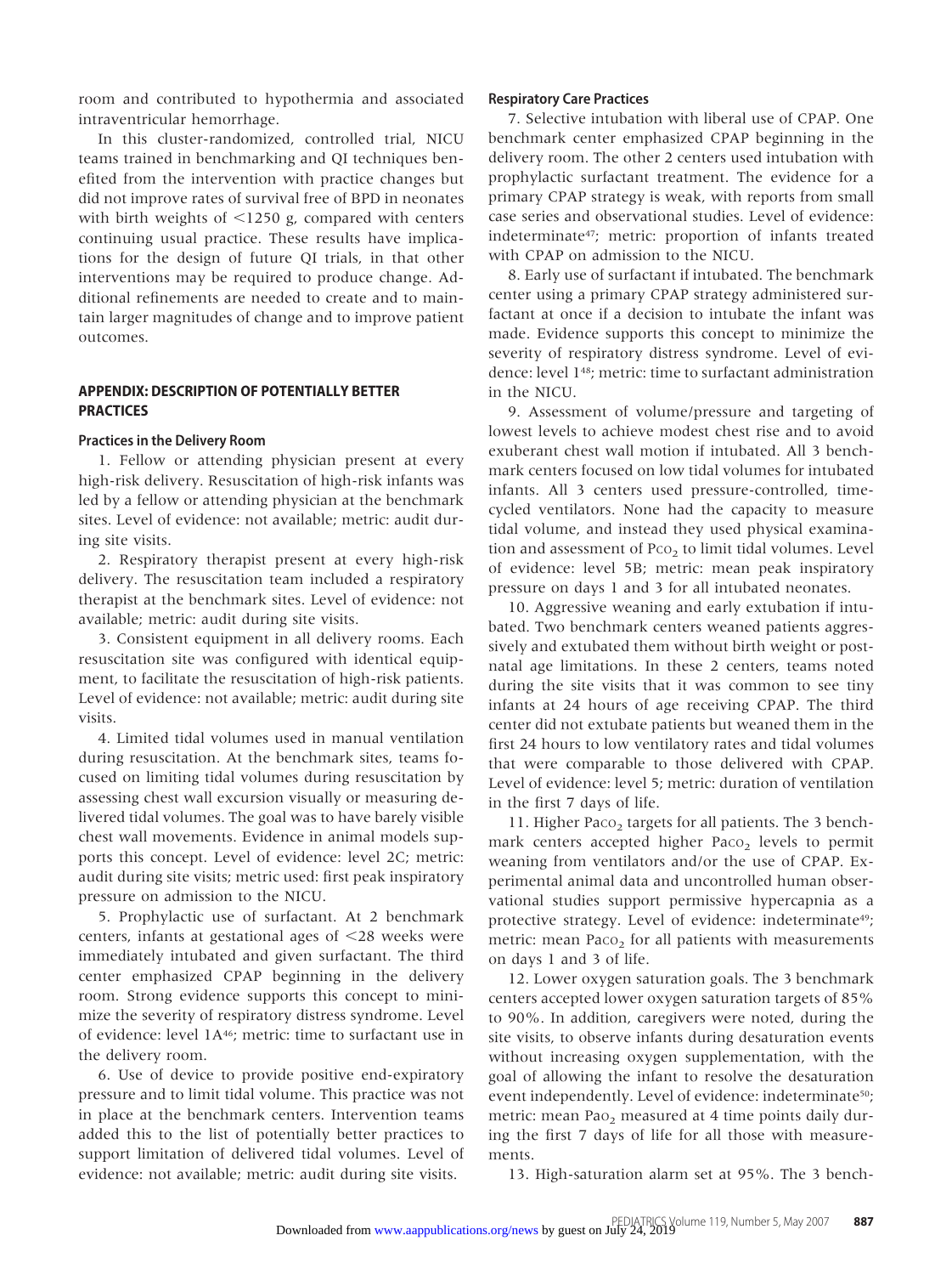room and contributed to hypothermia and associated intraventricular hemorrhage.

In this cluster-randomized, controlled trial, NICU teams trained in benchmarking and QI techniques benefited from the intervention with practice changes but did not improve rates of survival free of BPD in neonates with birth weights of <1250 g, compared with centers continuing usual practice. These results have implications for the design of future QI trials, in that other interventions may be required to produce change. Additional refinements are needed to create and to maintain larger magnitudes of change and to improve patient outcomes.

## APPENDIX: DESCRIPTION OF POTENTIALLY BETTER PRACTICES

### Practices in the Delivery Room

1. Fellow or attending physician present at every high-risk delivery. Resuscitation of high-risk infants was led by a fellow or attending physician at the benchmark sites. Level of evidence: not available; metric: audit during site visits.

2. Respiratory therapist present at every high-risk delivery. The resuscitation team included a respiratory therapist at the benchmark sites. Level of evidence: not available; metric: audit during site visits.

3. Consistent equipment in all delivery rooms. Each resuscitation site was configured with identical equipment, to facilitate the resuscitation of high-risk patients. Level of evidence: not available; metric: audit during site visits.

4. Limited tidal volumes used in manual ventilation during resuscitation. At the benchmark sites, teams focused on limiting tidal volumes during resuscitation by assessing chest wall excursion visually or measuring delivered tidal volumes. The goal was to have barely visible chest wall movements. Evidence in animal models supports this concept. Level of evidence: level 2C; metric: audit during site visits; metric used: first peak inspiratory pressure on admission to the NICU.

5. Prophylactic use of surfactant. At 2 benchmark centers, infants at gestational ages of <28 weeks were immediately intubated and given surfactant. The third center emphasized CPAP beginning in the delivery room. Strong evidence supports this concept to minimize the severity of respiratory distress syndrome. Level of evidence: level 1A[46]; metric: time to surfactant use in the delivery room.

6. Use of device to provide positive end-expiratory pressure and to limit tidal volume. This practice was not in place at the benchmark centers. Intervention teams added this to the list of potentially better practices to support limitation of delivered tidal volumes. Level of evidence: not available; metric: audit during site visits.

### Respiratory Care Practices

7. Selective intubation with liberal use of CPAP. One benchmark center emphasized CPAP beginning in the delivery room. The other 2 centers used intubation with prophylactic surfactant treatment. The evidence for a primary CPAP strategy is weak, with reports from small case series and observational studies. Level of evidence: indeterminate[47]; metric: proportion of infants treated with CPAP on admission to the NICU.

8. Early use of surfactant if intubated. The benchmark center using a primary CPAP strategy administered surfactant at once if a decision to intubate the infant was made. Evidence supports this concept to minimize the severity of respiratory distress syndrome. Level of evidence: level 1[48]; metric: time to surfactant administration in the NICU.

9. Assessment of volume/pressure and targeting of lowest levels to achieve modest chest rise and to avoid exuberant chest wall motion if intubated. All 3 benchmark centers focused on low tidal volumes for intubated infants. All 3 centers used pressure-controlled, time-cycled ventilators. None had the capacity to measure tidal volume, and instead they used physical examination and assessment of $P_{CO_2}$ to limit tidal volumes. Level of evidence: level 5B; metric: mean peak inspiratory pressure on days 1 and 3 for all intubated neonates.

10. Aggressive weaning and early extubation if intubated. Two benchmark centers weaned patients aggressively and extubated them without birth weight or postnatal age limitations. In these 2 centers, teams noted during the site visits that it was common to see tiny infants at 24 hours of age receiving CPAP. The third center did not extubate patients but weaned them in the first 24 hours to low ventilatory rates and tidal volumes that were comparable to those delivered with CPAP. Level of evidence: level 5; metric: duration of ventilation in the first 7 days of life.

11. Higher $Pa_{CO_2}$ targets for all patients. The 3 benchmark centers accepted higher $Pa_{CO_2}$ levels to permit weaning from ventilators and/or the use of CPAP. Experimental animal data and uncontrolled human observational studies support permissive hypercapnia as a protective strategy. Level of evidence: indeterminate[49]; metric: mean $Pa_{CO_2}$ for all patients with measurements on days 1 and 3 of life.

12. Lower oxygen saturation goals. The 3 benchmark centers accepted lower oxygen saturation targets of 85% to 90%. In addition, caregivers were noted, during the site visits, to observe infants during desaturation events without increasing oxygen supplementation, with the goal of allowing the infant to resolve the desaturation event independently. Level of evidence: indeterminate[50]; metric: mean $Pa_{O_2}$ measured at 4 time points daily during the first 7 days of life for all those with measurements.

13. High-saturation alarm set at 95%. The 3 bench-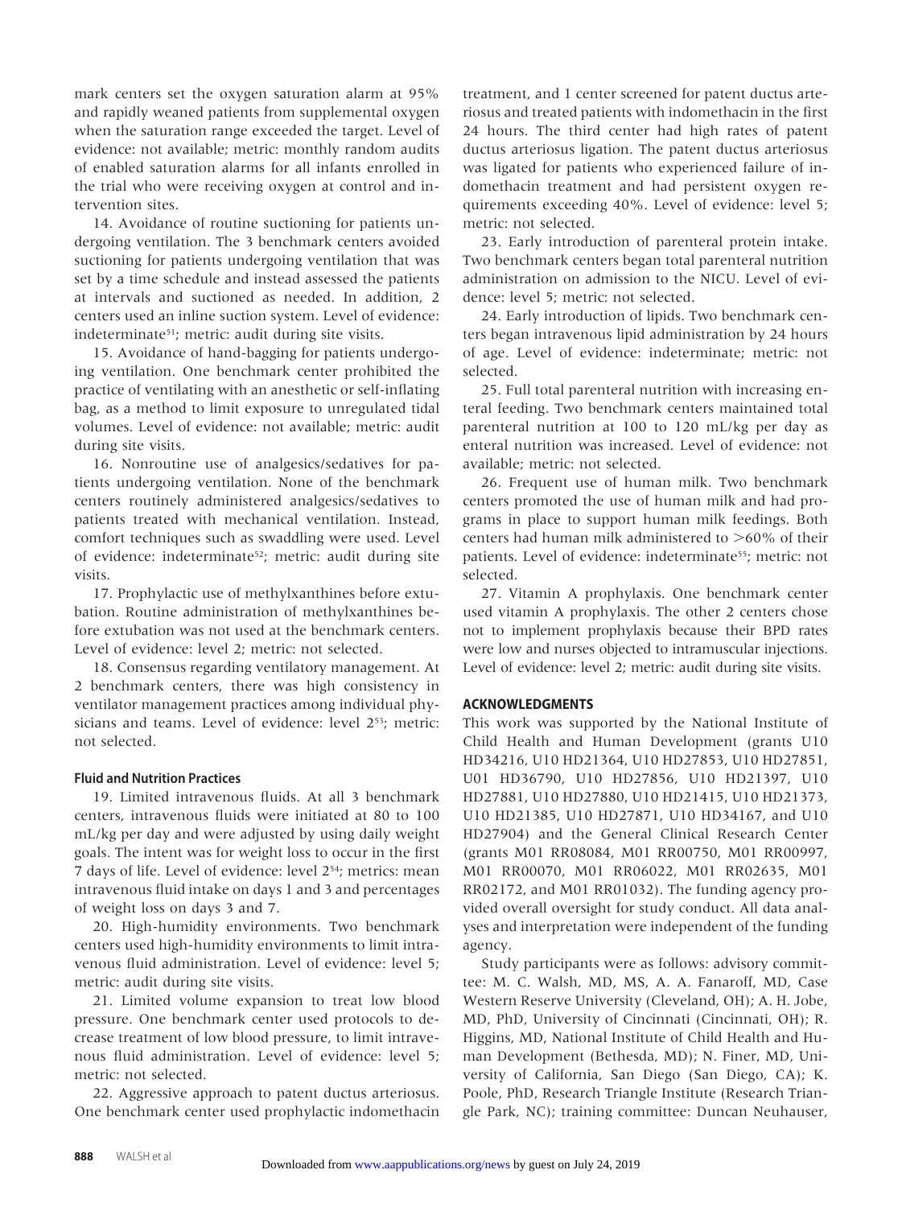mark centers set the oxygen saturation alarm at 95% and rapidly weaned patients from supplemental oxygen when the saturation range exceeded the target. Level of evidence: not available; metric: monthly random audits of enabled saturation alarms for all infants enrolled in the trial who were receiving oxygen at control and intervention sites.

14. Avoidance of routine suctioning for patients undergoing ventilation. The 3 benchmark centers avoided suctioning for patients undergoing ventilation that was set by a time schedule and instead assessed the patients at intervals and suctioned as needed. In addition, 2 centers used an inline suction system. Level of evidence: indeterminate[51]; metric: audit during site visits.

15. Avoidance of hand-bagging for patients undergoing ventilation. One benchmark center prohibited the practice of ventilating with an anesthetic or self-inflating bag, as a method to limit exposure to unregulated tidal volumes. Level of evidence: not available; metric: audit during site visits.

16. Nonroutine use of analgesics/sedatives for patients undergoing ventilation. None of the benchmark centers routinely administered analgesics/sedatives to patients treated with mechanical ventilation. Instead, comfort techniques such as swaddling were used. Level of evidence: indeterminate[52]; metric: audit during site visits.

17. Prophylactic use of methylxanthines before extubation. Routine administration of methylxanthines before extubation was not used at the benchmark centers. Level of evidence: level 2; metric: not selected.

18. Consensus regarding ventilatory management. At 2 benchmark centers, there was high consistency in ventilator management practices among individual physicians and teams. Level of evidence: level 2[53]; metric: not selected.

### Fluid and Nutrition Practices

19. Limited intravenous fluids. At all 3 benchmark centers, intravenous fluids were initiated at 80 to 100 mL/kg per day and were adjusted by using daily weight goals. The intent was for weight loss to occur in the first 7 days of life. Level of evidence: level 2[54]; metrics: mean intravenous fluid intake on days 1 and 3 and percentages of weight loss on days 3 and 7.

20. High-humidity environments. Two benchmark centers used high-humidity environments to limit intravenous fluid administration. Level of evidence: level 5; metric: audit during site visits.

21. Limited volume expansion to treat low blood pressure. One benchmark center used protocols to decrease treatment of low blood pressure, to limit intravenous fluid administration. Level of evidence: level 5; metric: not selected.

22. Aggressive approach to patent ductus arteriosus. One benchmark center used prophylactic indomethacin treatment, and 1 center screened for patent ductus arteriosus and treated patients with indomethacin in the first 24 hours. The third center had high rates of patent ductus arteriosus ligation. The patent ductus arteriosus was ligated for patients who experienced failure of indomethacin treatment and had persistent oxygen requirements exceeding 40%. Level of evidence: level 5; metric: not selected.

23. Early introduction of parenteral protein intake. Two benchmark centers began total parenteral nutrition administration on admission to the NICU. Level of evidence: level 5; metric: not selected.

24. Early introduction of lipids. Two benchmark centers began intravenous lipid administration by 24 hours of age. Level of evidence: indeterminate; metric: not selected.

25. Full total parenteral nutrition with increasing enteral feeding. Two benchmark centers maintained total parenteral nutrition at 100 to 120 mL/kg per day as enteral nutrition was increased. Level of evidence: not available; metric: not selected.

26. Frequent use of human milk. Two benchmark centers promoted the use of human milk and had programs in place to support human milk feedings. Both centers had human milk administered to >60% of their patients. Level of evidence: indeterminate[55]; metric: not selected.

27. Vitamin A prophylaxis. One benchmark center used vitamin A prophylaxis. The other 2 centers chose not to implement prophylaxis because their BPD rates were low and nurses objected to intramuscular injections. Level of evidence: level 2; metric: audit during site visits.

## ACKNOWLEDGMENTS

This work was supported by the National Institute of Child Health and Human Development (grants U10 HD34216, U10 HD21364, U10 HD27853, U10 HD27851, U01 HD36790, U10 HD27856, U10 HD21397, U10 HD27881, U10 HD27880, U10 HD21415, U10 HD21373, U10 HD21385, U10 HD27871, U10 HD34167, and U10 HD27904) and the General Clinical Research Center (grants M01 RR08084, M01 RR00750, M01 RR00997, M01 RR00070, M01 RR06022, M01 RR02635, M01 RR02172, and M01 RR01032). The funding agency provided overall oversight for study conduct. All data analyses and interpretation were independent of the funding agency.

Study participants were as follows: advisory committee: M. C. Walsh, MD, MS, A. A. Fanaroff, MD, Case Western Reserve University (Cleveland, OH); A. H. Jobe, MD, PhD, University of Cincinnati (Cincinnati, OH); R. Higgins, MD, National Institute of Child Health and Human Development (Bethesda, MD); N. Finer, MD, University of California, San Diego (San Diego, CA); K. Poole, PhD, Research Triangle Institute (Research Triangle Park, NC); training committee: Duncan Neuhauser,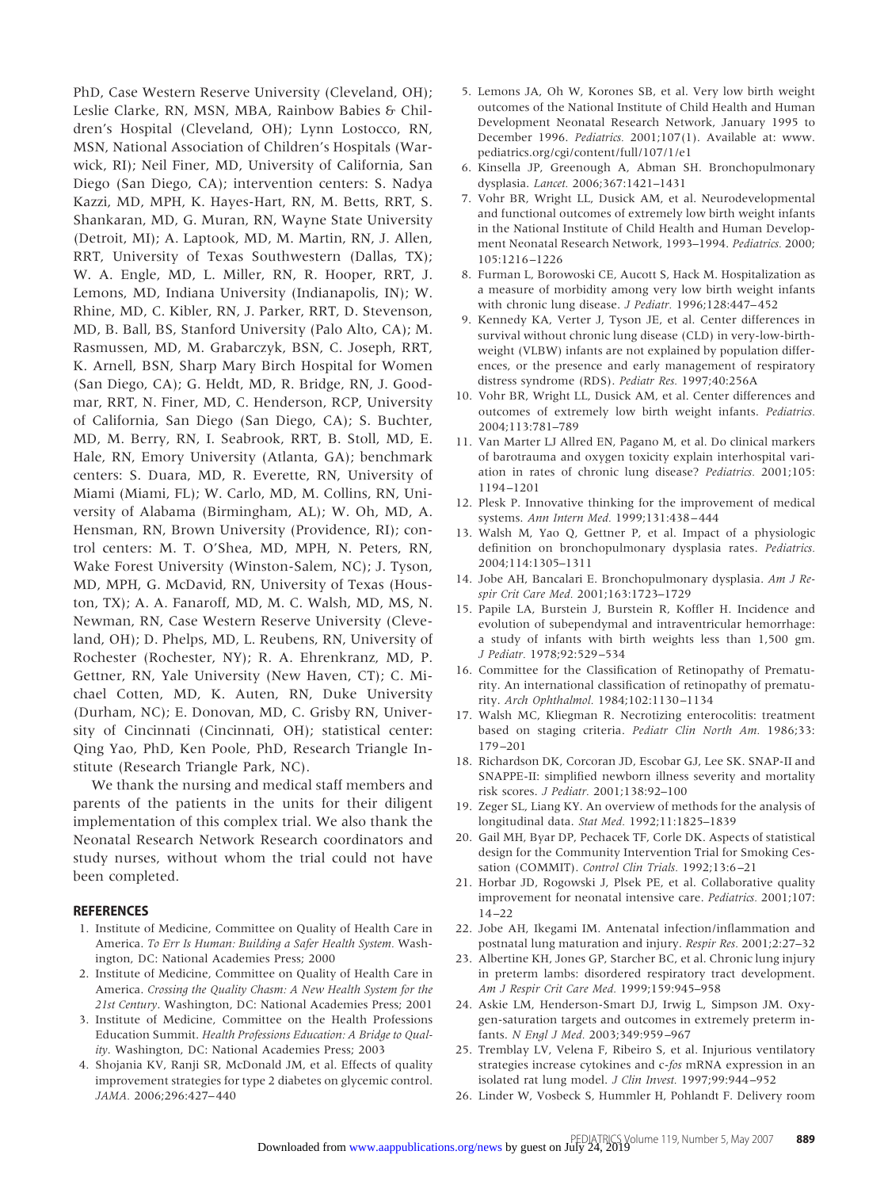PhD, Case Western Reserve University (Cleveland, OH); Leslie Clarke, RN, MSN, MBA, Rainbow Babies & Children's Hospital (Cleveland, OH); Lynn Lostocco, RN, MSN, National Association of Children's Hospitals (Warwick, RI); Neil Finer, MD, University of California, San Diego (San Diego, CA); intervention centers: S. Nadya Kazzi, MD, MPH, K. Hayes-Hart, RN, M. Betts, RRT, S. Shankaran, MD, G. Muran, RN, Wayne State University (Detroit, MI); A. Laptook, MD, M. Martin, RN, J. Allen, RRT, University of Texas Southwestern (Dallas, TX); W. A. Engle, MD, L. Miller, RN, R. Hooper, RRT, J. Lemons, MD, Indiana University (Indianapolis, IN); W. Rhine, MD, C. Kibler, RN, J. Parker, RRT, D. Stevenson, MD, B. Ball, BS, Stanford University (Palo Alto, CA); M. Rasmussen, MD, M. Grabarczyk, BSN, C. Joseph, RRT, K. Arnell, BSN, Sharp Mary Birch Hospital for Women (San Diego, CA); G. Heldt, MD, R. Bridge, RN, J. Goodmar, RRT, N. Finer, MD, C. Henderson, RCP, University of California, San Diego (San Diego, CA); S. Buchter, MD, M. Berry, RN, I. Seabrook, RRT, B. Stoll, MD, E. Hale, RN, Emory University (Atlanta, GA); benchmark centers: S. Duara, MD, R. Everette, RN, University of Miami (Miami, FL); W. Carlo, MD, M. Collins, RN, University of Alabama (Birmingham, AL); W. Oh, MD, A. Hensman, RN, Brown University (Providence, RI); control centers: M. T. O'Shea, MD, MPH, N. Peters, RN, Wake Forest University (Winston-Salem, NC); J. Tyson, MD, MPH, G. McDavid, RN, University of Texas (Houston, TX); A. A. Fanaroff, MD, M. C. Walsh, MD, MS, N. Newman, RN, Case Western Reserve University (Cleveland, OH); D. Phelps, MD, L. Reubens, RN, University of Rochester (Rochester, NY); R. A. Ehrenkranz, MD, P. Gettner, RN, Yale University (New Haven, CT); C. Michael Cotten, MD, K. Auten, RN, Duke University (Durham, NC); E. Donovan, MD, C. Grisby RN, University of Cincinnati (Cincinnati, OH); statistical center: Qing Yao, PhD, Ken Poole, PhD, Research Triangle Institute (Research Triangle Park, NC).

We thank the nursing and medical staff members and parents of the patients in the units for their diligent implementation of this complex trial. We also thank the Neonatal Research Network Research coordinators and study nurses, without whom the trial could not have been completed.

## REFERENCES

1. Institute of Medicine, Committee on Quality of Health Care in America. *To Err Is Human: Building a Safer Health System.* Washington, DC: National Academies Press; 2000
2. Institute of Medicine, Committee on Quality of Health Care in America. *Crossing the Quality Chasm: A New Health System for the 21st Century*. Washington, DC: National Academies Press; 2001
3. Institute of Medicine, Committee on the Health Professions Education Summit. *Health Professions Education: A Bridge to Quality*. Washington, DC: National Academies Press; 2003
4. Shojania KV, Ranji SR, McDonald JM, et al. Effects of quality improvement strategies for type 2 diabetes on glycemic control. *JAMA.* 2006;296:427–440
5. Lemons JA, Oh W, Korones SB, et al. Very low birth weight outcomes of the National Institute of Child Health and Human Development Neonatal Research Network, January 1995 to December 1996. *Pediatrics.* 2001;107(1). Available at: www.pediatrics.org/cgi/content/full/107/1/e1
6. Kinsella JP, Greenough A, Abman SH. Bronchopulmonary dysplasia. *Lancet.* 2006;367:1421–1431
7. Vohr BR, Wright LL, Dusick AM, et al. Neurodevelopmental and functional outcomes of extremely low birth weight infants in the National Institute of Child Health and Human Development Neonatal Research Network, 1993–1994. *Pediatrics.* 2000; 105:1216–1226
8. Furman L, Borowoski CE, Aucott S, Hack M. Hospitalization as a measure of morbidity among very low birth weight infants with chronic lung disease. *J Pediatr.* 1996;128:447–452
9. Kennedy KA, Verter J, Tyson JE, et al. Center differences in survival without chronic lung disease (CLD) in very-low-birth-weight (VLBW) infants are not explained by population differences, or the presence and early management of respiratory distress syndrome (RDS). *Pediatr Res.* 1997;40:256A
10. Vohr BR, Wright LL, Dusick AM, et al. Center differences and outcomes of extremely low birth weight infants. *Pediatrics.* 2004;113:781–789
11. Van Marter LJ Allred EN, Pagano M, et al. Do clinical markers of barotrauma and oxygen toxicity explain interhospital variation in rates of chronic lung disease? *Pediatrics.* 2001;105: 1194–1201
12. Plesk P. Innovative thinking for the improvement of medical systems. *Ann Intern Med.* 1999;131:438–444
13. Walsh M, Yao Q, Gettner P, et al. Impact of a physiologic definition on bronchopulmonary dysplasia rates. *Pediatrics.* 2004;114:1305–1311
14. Jobe AH, Bancalari E. Bronchopulmonary dysplasia. *Am J Respir Crit Care Med.* 2001;163:1723–1729
15. Papile LA, Burstein J, Burstein R, Koffler H. Incidence and evolution of subependymal and intraventricular hemorrhage: a study of infants with birth weights less than 1,500 gm. *J Pediatr.* 1978;92:529–534
16. Committee for the Classification of Retinopathy of Prematurity. An international classification of retinopathy of prematurity. *Arch Ophthalmol.* 1984;102:1130–1134
17. Walsh MC, Kliegman R. Necrotizing enterocolitis: treatment based on staging criteria. *Pediatr Clin North Am.* 1986;33: 179–201
18. Richardson DK, Corcoran JD, Escobar GJ, Lee SK. SNAP-II and SNAPPE-II: simplified newborn illness severity and mortality risk scores. *J Pediatr.* 2001;138:92–100
19. Zeger SL, Liang KY. An overview of methods for the analysis of longitudinal data. *Stat Med.* 1992;11:1825–1839
20. Gail MH, Byar DP, Pechacek TF, Corle DK. Aspects of statistical design for the Community Intervention Trial for Smoking Cessation (COMMIT). *Control Clin Trials.* 1992;13:6–21
21. Horbar JD, Rogowski J, Plsek PE, et al. Collaborative quality improvement for neonatal intensive care. *Pediatrics.* 2001;107: 14–22
22. Jobe AH, Ikegami IM. Antenatal infection/inflammation and postnatal lung maturation and injury. *Respir Res.* 2001;2:27–32
23. Albertine KH, Jones GP, Starcher BC, et al. Chronic lung injury in preterm lambs: disordered respiratory tract development. *Am J Respir Crit Care Med.* 1999;159:945–958
24. Askie LM, Henderson-Smart DJ, Irwig L, Simpson JM. Oxygen-saturation targets and outcomes in extremely preterm infants. *N Engl J Med.* 2003;349:959–967
25. Tremblay LV, Velena F, Ribeiro S, et al. Injurious ventilatory strategies increase cytokines and c-*fos* mRNA expression in an isolated rat lung model. *J Clin Invest.* 1997;99:944–952
26. Linder W, Vosbeck S, Hummler H, Pohlandt F. Delivery room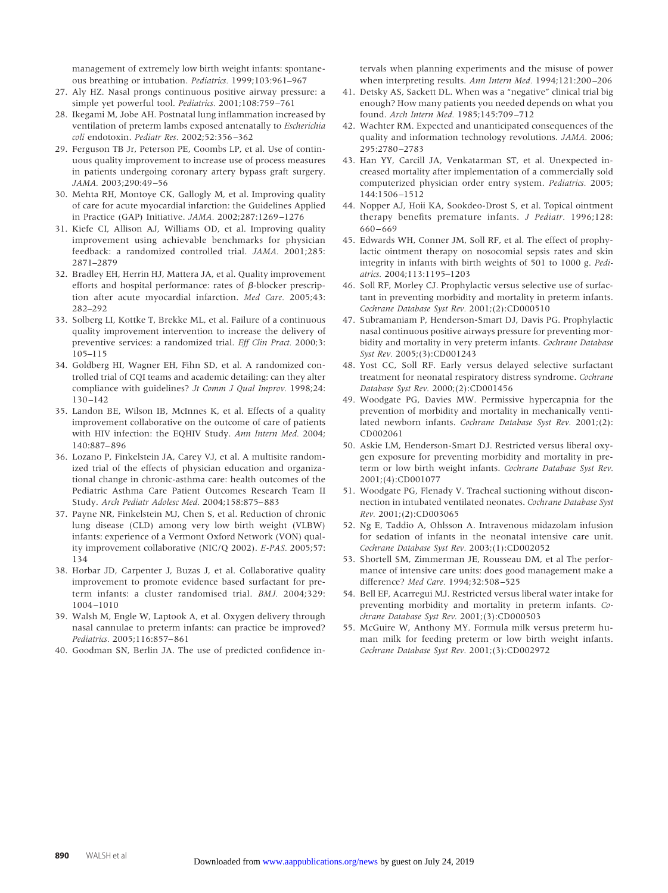management of extremely low birth weight infants: spontaneous breathing or intubation. *Pediatrics.* 1999;103:961–967

27. Aly HZ. Nasal prongs continuous positive airway pressure: a simple yet powerful tool. *Pediatrics.* 2001;108:759–761
28. Ikegami M, Jobe AH. Postnatal lung inflammation increased by ventilation of preterm lambs exposed antenatally to *Escherichia coli* endotoxin. *Pediatr Res.* 2002;52:356–362
29. Ferguson TB Jr, Peterson PE, Coombs LP, et al. Use of continuous quality improvement to increase use of process measures in patients undergoing coronary artery bypass graft surgery. *JAMA.* 2003;290:49–56
30. Mehta RH, Montoye CK, Gallogly M, et al. Improving quality of care for acute myocardial infarction: the Guidelines Applied in Practice (GAP) Initiative. *JAMA.* 2002;287:1269–1276
31. Kiefe CI, Allison AJ, Williams OD, et al. Improving quality improvement using achievable benchmarks for physician feedback: a randomized controlled trial. *JAMA.* 2001;285: 2871–2879
32. Bradley EH, Herrin HJ, Mattera JA, et al. Quality improvement efforts and hospital performance: rates of β-blocker prescription after acute myocardial infarction. *Med Care.* 2005;43: 282–292
33. Solberg LI, Kottke T, Brekke ML, et al. Failure of a continuous quality improvement intervention to increase the delivery of preventive services: a randomized trial. *Eff Clin Pract.* 2000;3: 105–115
34. Goldberg HI, Wagner EH, Fihn SD, et al. A randomized controlled trial of CQI teams and academic detailing: can they alter compliance with guidelines? *Jt Comm J Qual Improv.* 1998;24: 130–142
35. Landon BE, Wilson IB, McInnes K, et al. Effects of a quality improvement collaborative on the outcome of care of patients with HIV infection: the EQHIV Study. *Ann Intern Med.* 2004; 140:887–896
36. Lozano P, Finkelstein JA, Carey VJ, et al. A multisite randomized trial of the effects of physician education and organizational change in chronic-asthma care: health outcomes of the Pediatric Asthma Care Patient Outcomes Research Team II Study. *Arch Pediatr Adolesc Med.* 2004;158:875–883
37. Payne NR, Finkelstein MJ, Chen S, et al. Reduction of chronic lung disease (CLD) among very low birth weight (VLBW) infants: experience of a Vermont Oxford Network (VON) quality improvement collaborative (NIC/Q 2002). *E-PAS.* 2005;57: 134
38. Horbar JD, Carpenter J, Buzas J, et al. Collaborative quality improvement to promote evidence based surfactant for preterm infants: a cluster randomised trial. *BMJ.* 2004;329: 1004–1010
39. Walsh M, Engle W, Laptook A, et al. Oxygen delivery through nasal cannulae to preterm infants: can practice be improved? *Pediatrics.* 2005;116:857–861
40. Goodman SN, Berlin JA. The use of predicted confidence intervals when planning experiments and the misuse of power when interpreting results. *Ann Intern Med.* 1994;121:200–206
41. Detsky AS, Sackett DL. When was a "negative" clinical trial big enough? How many patients you needed depends on what you found. *Arch Intern Med.* 1985;145:709–712
42. Wachter RM. Expected and unanticipated consequences of the quality and information technology revolutions. *JAMA.* 2006; 295:2780–2783
43. Han YY, Carcill JA, Venkatarman ST, et al. Unexpected increased mortality after implementation of a commercially sold computerized physician order entry system. *Pediatrics.* 2005; 144:1506–1512
44. Nopper AJ, Hoii KA, Sookdeo-Drost S, et al. Topical ointment therapy benefits premature infants. *J Pediatr.* 1996;128: 660–669
45. Edwards WH, Conner JM, Soll RF, et al. The effect of prophylactic ointment therapy on nosocomial sepsis rates and skin integrity in infants with birth weights of 501 to 1000 g. *Pediatrics.* 2004;113:1195–1203
46. Soll RF, Morley CJ. Prophylactic versus selective use of surfactant in preventing morbidity and mortality in preterm infants. *Cochrane Database Syst Rev.* 2001;(2):CD000510
47. Subramaniam P, Henderson-Smart DJ, Davis PG. Prophylactic nasal continuous positive airways pressure for preventing morbidity and mortality in very preterm infants. *Cochrane Database Syst Rev.* 2005;(3):CD001243
48. Yost CC, Soll RF. Early versus delayed selective surfactant treatment for neonatal respiratory distress syndrome. *Cochrane Database Syst Rev.* 2000;(2):CD001456
49. Woodgate PG, Davies MW. Permissive hypercapnia for the prevention of morbidity and mortality in mechanically ventilated newborn infants. *Cochrane Database Syst Rev.* 2001;(2): CD002061
50. Askie LM, Henderson-Smart DJ. Restricted versus liberal oxygen exposure for preventing morbidity and mortality in preterm or low birth weight infants. *Cochrane Database Syst Rev.* 2001;(4):CD001077
51. Woodgate PG, Flenady V. Tracheal suctioning without disconnection in intubated ventilated neonates. *Cochrane Database Syst Rev.* 2001;(2):CD003065
52. Ng E, Taddio A, Ohlsson A. Intravenous midazolam infusion for sedation of infants in the neonatal intensive care unit. *Cochrane Database Syst Rev.* 2003;(1):CD002052
53. Shortell SM, Zimmerman JE, Rousseau DM, et al The performance of intensive care units: does good management make a difference? *Med Care.* 1994;32:508–525
54. Bell EF, Acarregui MJ. Restricted versus liberal water intake for preventing morbidity and mortality in preterm infants. *Cochrane Database Syst Rev.* 2001;(3):CD000503
55. McGuire W, Anthony MY. Formula milk versus preterm human milk for feeding preterm or low birth weight infants. *Cochrane Database Syst Rev.* 2001;(3):CD002972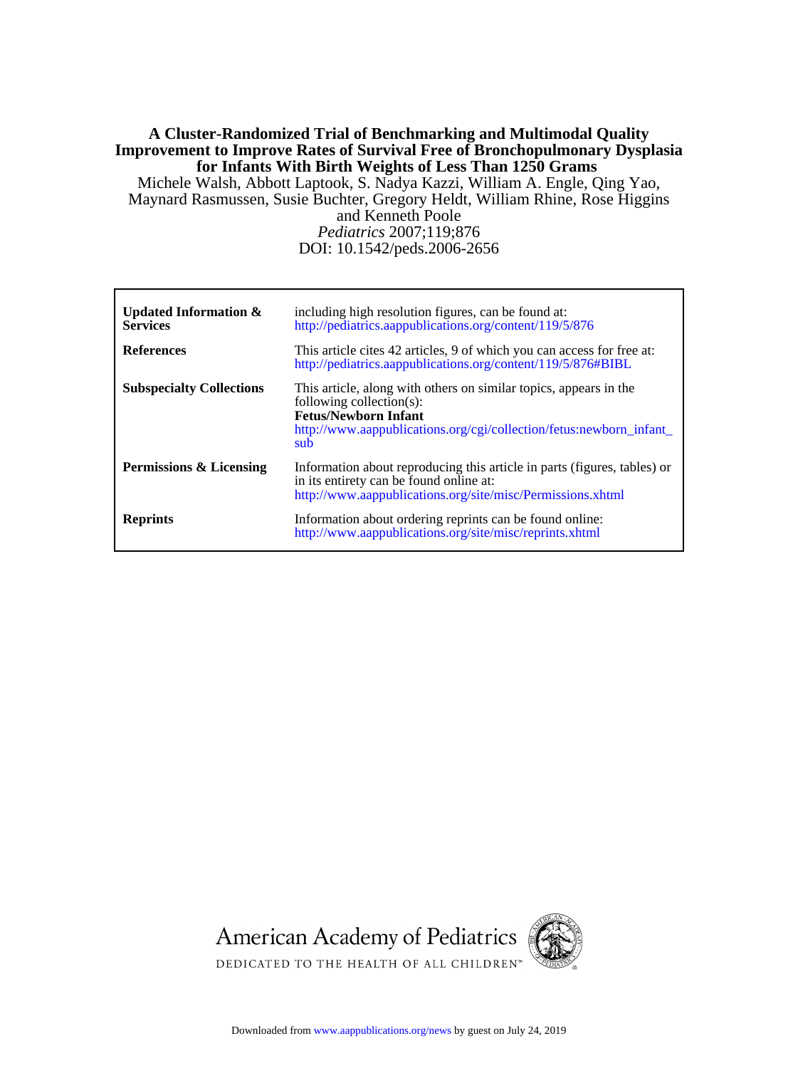# A Cluster-Randomized Trial of Benchmarking and Multimodal Quality Improvement to Improve Rates of Survival Free of Bronchopulmonary Dysplasia for Infants With Birth Weights of Less Than 1250 Grams

Michele Walsh, Abbott Laptook, S. Nadya Kazzi, William A. Engle, Qing Yao, Maynard Rasmussen, Susie Buchter, Gregory Heldt, William Rhine, Rose Higgins and Kenneth Poole

*Pediatrics* 2007;119;876

DOI: 10.1542/peds.2006-2656

| | |
|---|---|
| **Updated Information & Services** | including high resolution figures, can be found at: http://pediatrics.aappublications.org/content/119/5/876 |
| **References** | This article cites 42 articles, 9 of which you can access for free at: http://pediatrics.aappublications.org/content/119/5/876#BIBL |
| **Subspecialty Collections** | This article, along with others on similar topics, appears in the following collection(s): **Fetus/Newborn Infant** http://www.aappublications.org/cgi/collection/fetus:newborn_infant_sub |
| **Permissions & Licensing** | Information about reproducing this article in parts (figures, tables) or in its entirety can be found online at: http://www.aappublications.org/site/misc/Permissions.xhtml |
| **Reprints** | Information about ordering reprints can be found online: http://www.aappublications.org/site/misc/reprints.xhtml |

American Academy of Pediatrics

DEDICATED TO THE HEALTH OF ALL CHILDREN™

Downloaded from www.aappublications.org/news by guest on July 24, 2019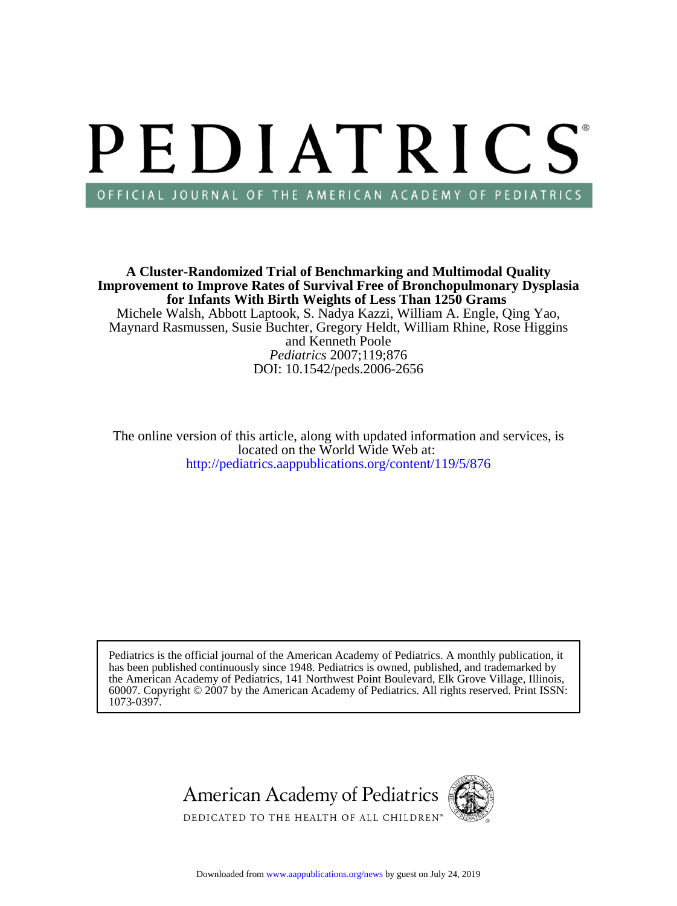# PEDIATRICS

OFFICIAL JOURNAL OF THE AMERICAN ACADEMY OF PEDIATRICS

**A Cluster-Randomized Trial of Benchmarking and Multimodal Quality Improvement to Improve Rates of Survival Free of Bronchopulmonary Dysplasia for Infants With Birth Weights of Less Than 1250 Grams**

Michele Walsh, Abbott Laptook, S. Nadya Kazzi, William A. Engle, Qing Yao, Maynard Rasmussen, Susie Buchter, Gregory Heldt, William Rhine, Rose Higgins and Kenneth Poole

*Pediatrics* 2007;119;876

DOI: 10.1542/peds.2006-2656

The online version of this article, along with updated information and services, is located on the World Wide Web at:
http://pediatrics.aappublications.org/content/119/5/876

Pediatrics is the official journal of the American Academy of Pediatrics. A monthly publication, it has been published continuously since 1948. Pediatrics is owned, published, and trademarked by the American Academy of Pediatrics, 141 Northwest Point Boulevard, Elk Grove Village, Illinois, 60007. Copyright © 2007 by the American Academy of Pediatrics. All rights reserved. Print ISSN: 1073-0397.

American Academy of Pediatrics

DEDICATED TO THE HEALTH OF ALL CHILDREN™

Downloaded from www.aappublications.org/news by guest on July 24, 2019